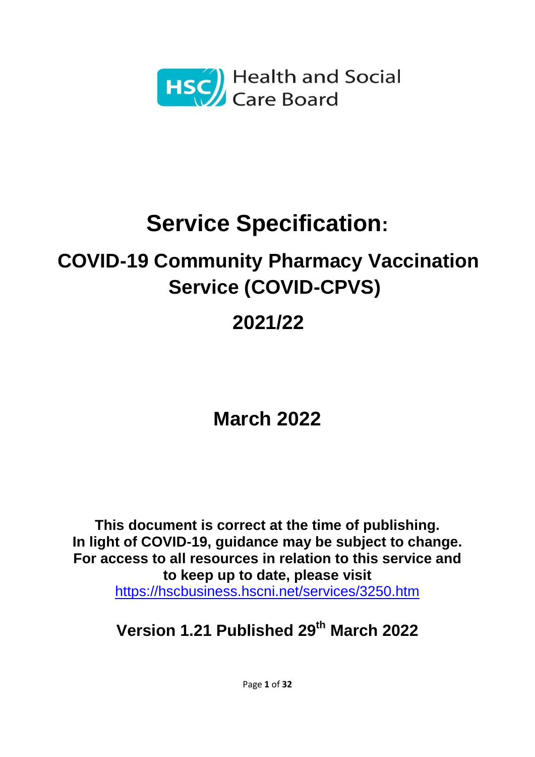HSC Health and Social Care Board

# Service Specification:

## COVID-19 Community Pharmacy Vaccination Service (COVID-CPVS)

## 2021/22

## March 2022

**This document is correct at the time of publishing.**
**In light of COVID-19, guidance may be subject to change.**
**For access to all resources in relation to this service and to keep up to date, please visit**
https://hscbusiness.hscni.net/services/3250.htm

**Version 1.21 Published 29th March 2022**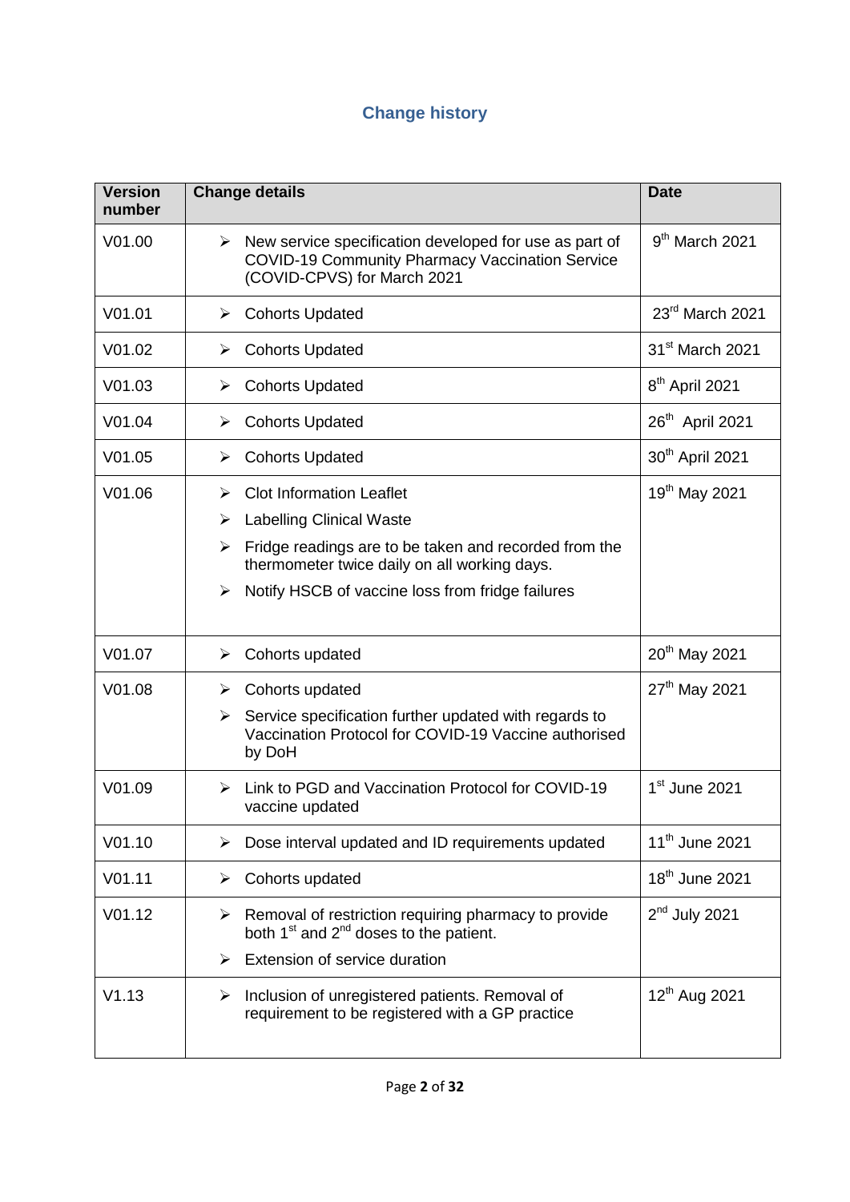## Change history

| Version number | Change details | Date |
|---|---|---|
| V01.00 | ➢ New service specification developed for use as part of COVID-19 Community Pharmacy Vaccination Service (COVID-CPVS) for March 2021 | 9th March 2021 |
| V01.01 | ➢ Cohorts Updated | 23rd March 2021 |
| V01.02 | ➢ Cohorts Updated | 31st March 2021 |
| V01.03 | ➢ Cohorts Updated | 8th April 2021 |
| V01.04 | ➢ Cohorts Updated | 26th April 2021 |
| V01.05 | ➢ Cohorts Updated | 30th April 2021 |
| V01.06 | ➢ Clot Information Leaflet<br>➢ Labelling Clinical Waste<br>➢ Fridge readings are to be taken and recorded from the thermometer twice daily on all working days.<br>➢ Notify HSCB of vaccine loss from fridge failures | 19th May 2021 |
| V01.07 | ➢ Cohorts updated | 20th May 2021 |
| V01.08 | ➢ Cohorts updated<br>➢ Service specification further updated with regards to Vaccination Protocol for COVID-19 Vaccine authorised by DoH | 27th May 2021 |
| V01.09 | ➢ Link to PGD and Vaccination Protocol for COVID-19 vaccine updated | 1st June 2021 |
| V01.10 | ➢ Dose interval updated and ID requirements updated | 11th June 2021 |
| V01.11 | ➢ Cohorts updated | 18th June 2021 |
| V01.12 | ➢ Removal of restriction requiring pharmacy to provide both 1st and 2nd doses to the patient.<br>➢ Extension of service duration | 2nd July 2021 |
| V1.13 | ➢ Inclusion of unregistered patients. Removal of requirement to be registered with a GP practice | 12th Aug 2021 |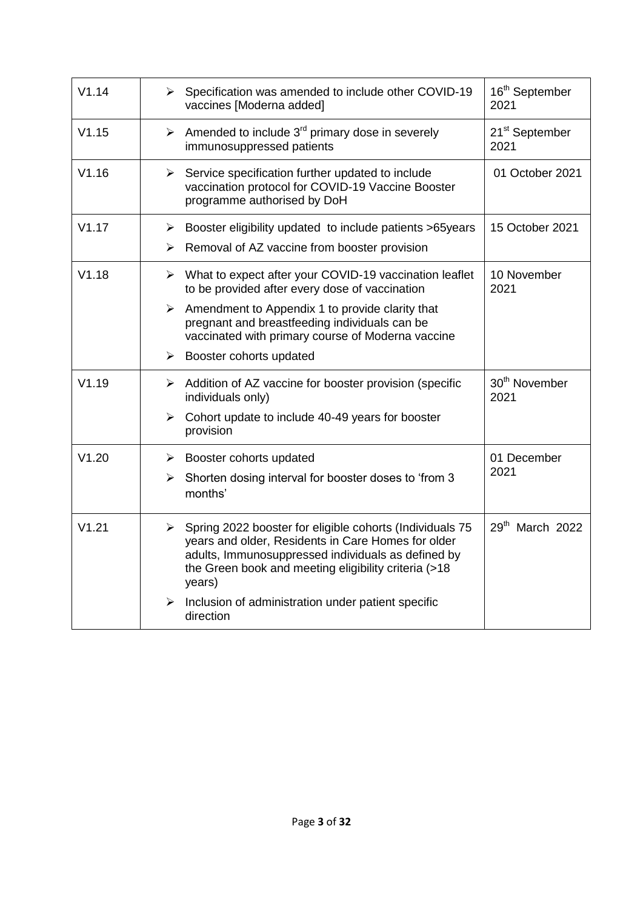| | | |
|---|---|---|
| V1.14 | ➢ Specification was amended to include other COVID-19 vaccines [Moderna added] | 16th September 2021 |
| V1.15 | ➢ Amended to include 3rd primary dose in severely immunosuppressed patients | 21st September 2021 |
| V1.16 | ➢ Service specification further updated to include vaccination protocol for COVID-19 Vaccine Booster programme authorised by DoH | 01 October 2021 |
| V1.17 | ➢ Booster eligibility updated to include patients >65years<br>➢ Removal of AZ vaccine from booster provision | 15 October 2021 |
| V1.18 | ➢ What to expect after your COVID-19 vaccination leaflet to be provided after every dose of vaccination<br>➢ Amendment to Appendix 1 to provide clarity that pregnant and breastfeeding individuals can be vaccinated with primary course of Moderna vaccine<br>➢ Booster cohorts updated | 10 November 2021 |
| V1.19 | ➢ Addition of AZ vaccine for booster provision (specific individuals only)<br>➢ Cohort update to include 40-49 years for booster provision | 30th November 2021 |
| V1.20 | ➢ Booster cohorts updated<br>➢ Shorten dosing interval for booster doses to 'from 3 months' | 01 December 2021 |
| V1.21 | ➢ Spring 2022 booster for eligible cohorts (Individuals 75 years and older, Residents in Care Homes for older adults, Immunosuppressed individuals as defined by the Green book and meeting eligibility criteria (>18 years)<br>➢ Inclusion of administration under patient specific direction | 29th March 2022 |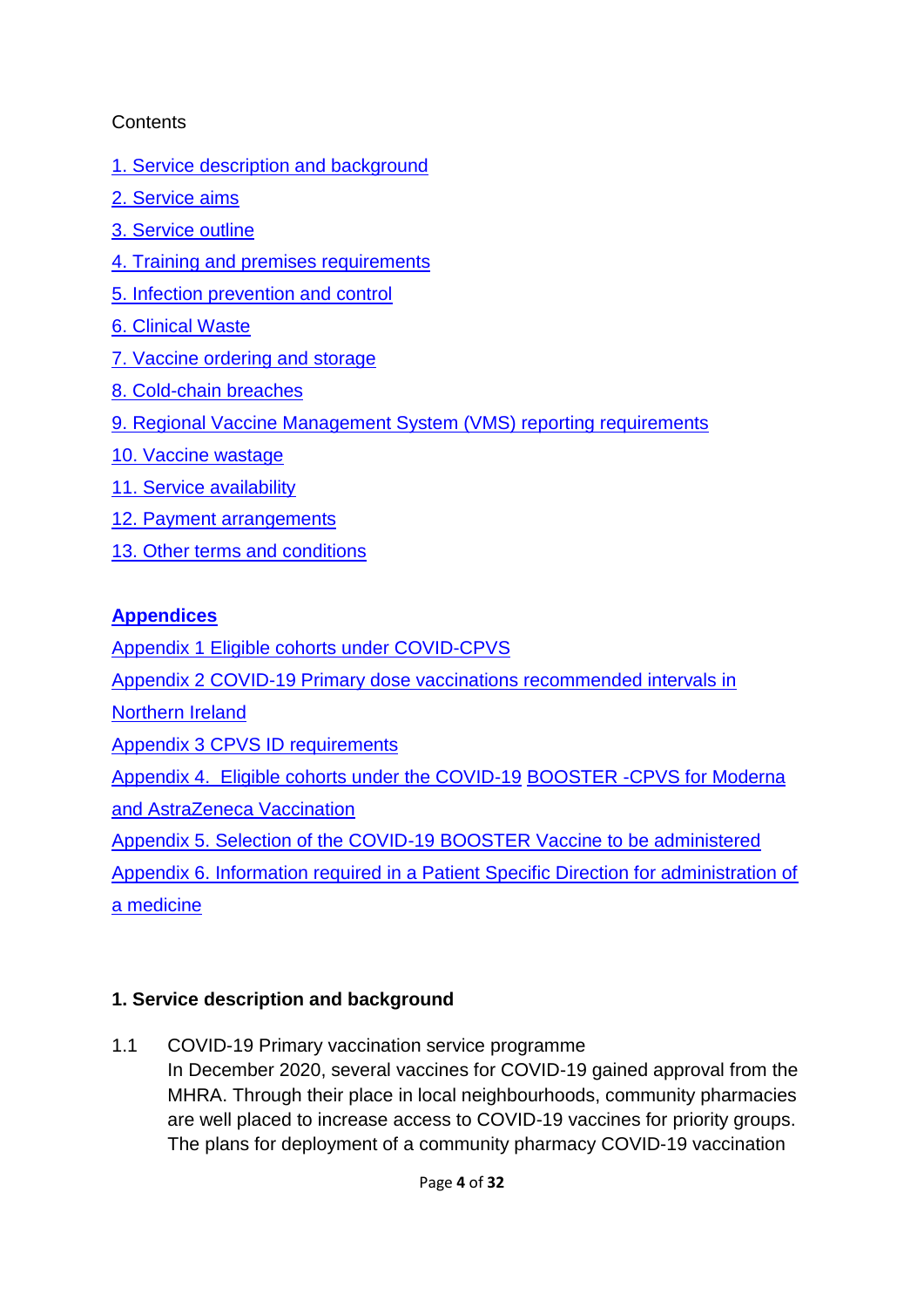Contents

1. Service description and background
2. Service aims
3. Service outline
4. Training and premises requirements
5. Infection prevention and control
6. Clinical Waste
7. Vaccine ordering and storage
8. Cold-chain breaches
9. Regional Vaccine Management System (VMS) reporting requirements
10. Vaccine wastage
11. Service availability
12. Payment arrangements
13. Other terms and conditions

**Appendices**

Appendix 1 Eligible cohorts under COVID-CPVS
Appendix 2 COVID-19 Primary dose vaccinations recommended intervals in Northern Ireland
Appendix 3 CPVS ID requirements
Appendix 4. Eligible cohorts under the COVID-19 BOOSTER -CPVS for Moderna and AstraZeneca Vaccination
Appendix 5. Selection of the COVID-19 BOOSTER Vaccine to be administered
Appendix 6. Information required in a Patient Specific Direction for administration of a medicine

## 1. Service description and background

1.1 COVID-19 Primary vaccination service programme
In December 2020, several vaccines for COVID-19 gained approval from the MHRA. Through their place in local neighbourhoods, community pharmacies are well placed to increase access to COVID-19 vaccines for priority groups. The plans for deployment of a community pharmacy COVID-19 vaccination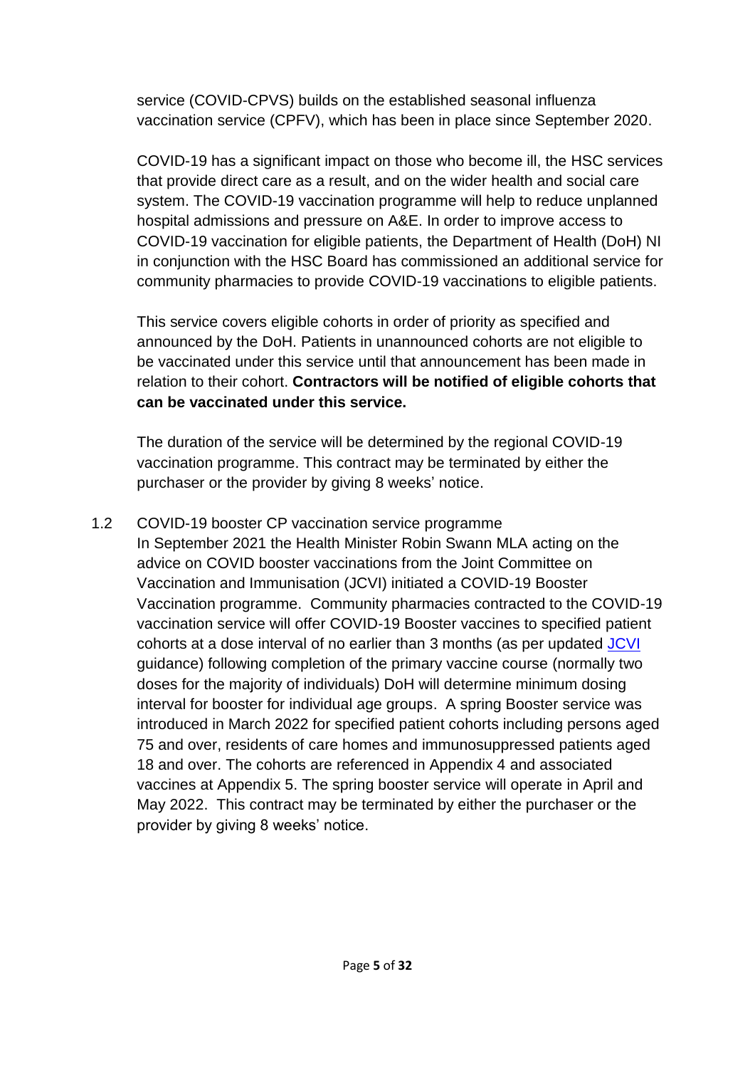service (COVID-CPVS) builds on the established seasonal influenza vaccination service (CPFV), which has been in place since September 2020.

COVID-19 has a significant impact on those who become ill, the HSC services that provide direct care as a result, and on the wider health and social care system. The COVID-19 vaccination programme will help to reduce unplanned hospital admissions and pressure on A&E. In order to improve access to COVID-19 vaccination for eligible patients, the Department of Health (DoH) NI in conjunction with the HSC Board has commissioned an additional service for community pharmacies to provide COVID-19 vaccinations to eligible patients.

This service covers eligible cohorts in order of priority as specified and announced by the DoH. Patients in unannounced cohorts are not eligible to be vaccinated under this service until that announcement has been made in relation to their cohort. **Contractors will be notified of eligible cohorts that can be vaccinated under this service.**

The duration of the service will be determined by the regional COVID-19 vaccination programme. This contract may be terminated by either the purchaser or the provider by giving 8 weeks' notice.

1.2 COVID-19 booster CP vaccination service programme

In September 2021 the Health Minister Robin Swann MLA acting on the advice on COVID booster vaccinations from the Joint Committee on Vaccination and Immunisation (JCVI) initiated a COVID-19 Booster Vaccination programme. Community pharmacies contracted to the COVID-19 vaccination service will offer COVID-19 Booster vaccines to specified patient cohorts at a dose interval of no earlier than 3 months (as per updated JCVI guidance) following completion of the primary vaccine course (normally two doses for the majority of individuals) DoH will determine minimum dosing interval for booster for individual age groups. A spring Booster service was introduced in March 2022 for specified patient cohorts including persons aged 75 and over, residents of care homes and immunosuppressed patients aged 18 and over. The cohorts are referenced in Appendix 4 and associated vaccines at Appendix 5. The spring booster service will operate in April and May 2022. This contract may be terminated by either the purchaser or the provider by giving 8 weeks' notice.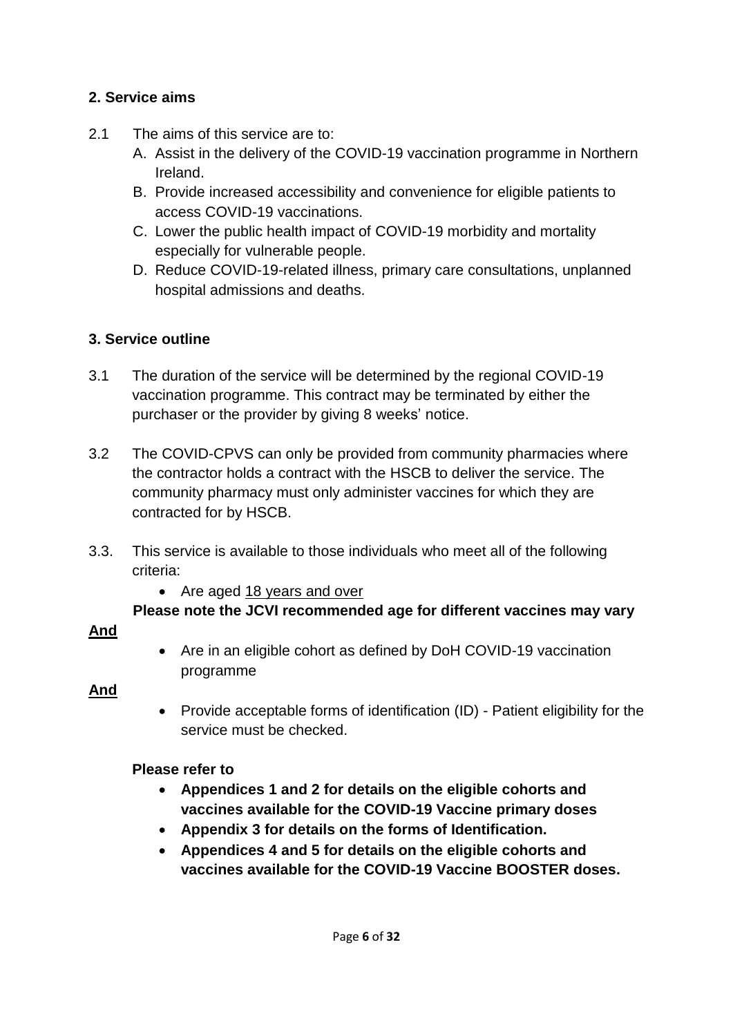## 2. Service aims

2.1 The aims of this service are to:

A. Assist in the delivery of the COVID-19 vaccination programme in Northern Ireland.
B. Provide increased accessibility and convenience for eligible patients to access COVID-19 vaccinations.
C. Lower the public health impact of COVID-19 morbidity and mortality especially for vulnerable people.
D. Reduce COVID-19-related illness, primary care consultations, unplanned hospital admissions and deaths.

## 3. Service outline

3.1 The duration of the service will be determined by the regional COVID-19 vaccination programme. This contract may be terminated by either the purchaser or the provider by giving 8 weeks' notice.

3.2 The COVID-CPVS can only be provided from community pharmacies where the contractor holds a contract with the HSCB to deliver the service. The community pharmacy must only administer vaccines for which they are contracted for by HSCB.

3.3. This service is available to those individuals who meet all of the following criteria:

- Are aged 18 years and over

**Please note the JCVI recommended age for different vaccines may vary**

**And**

- Are in an eligible cohort as defined by DoH COVID-19 vaccination programme

**And**

- Provide acceptable forms of identification (ID) - Patient eligibility for the service must be checked.

**Please refer to**

- **Appendices 1 and 2 for details on the eligible cohorts and vaccines available for the COVID-19 Vaccine primary doses**
- **Appendix 3 for details on the forms of Identification.**
- **Appendices 4 and 5 for details on the eligible cohorts and vaccines available for the COVID-19 Vaccine BOOSTER doses.**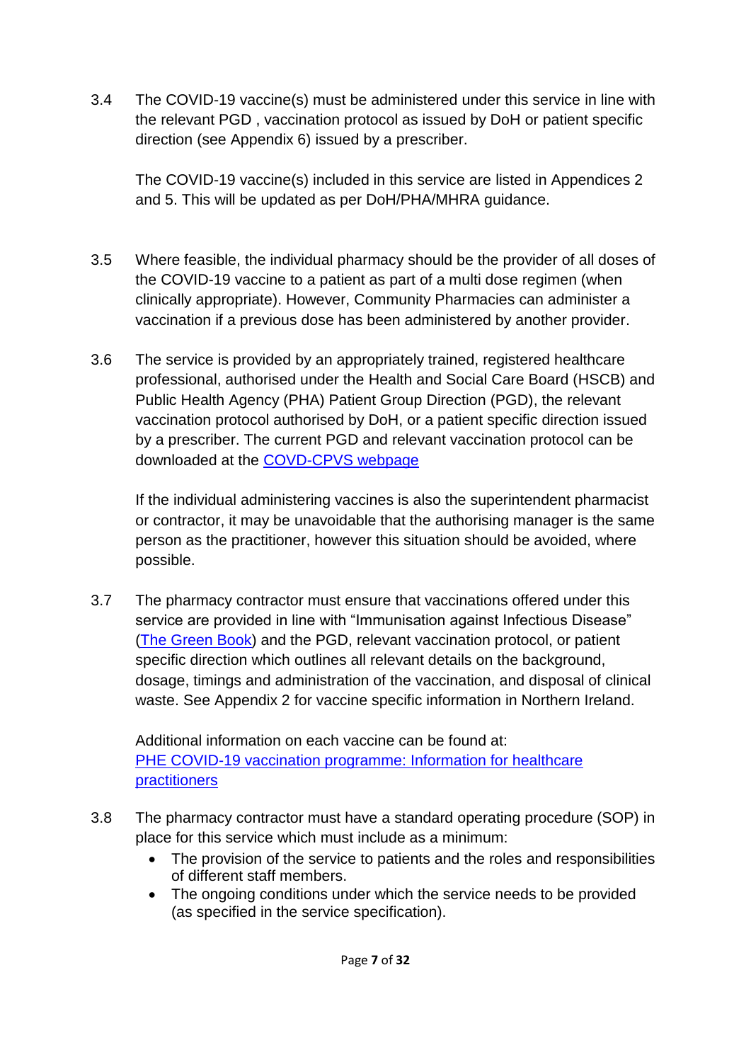3.4 The COVID-19 vaccine(s) must be administered under this service in line with the relevant PGD , vaccination protocol as issued by DoH or patient specific direction (see Appendix 6) issued by a prescriber.

The COVID-19 vaccine(s) included in this service are listed in Appendices 2 and 5. This will be updated as per DoH/PHA/MHRA guidance.

3.5 Where feasible, the individual pharmacy should be the provider of all doses of the COVID-19 vaccine to a patient as part of a multi dose regimen (when clinically appropriate). However, Community Pharmacies can administer a vaccination if a previous dose has been administered by another provider.

3.6 The service is provided by an appropriately trained, registered healthcare professional, authorised under the Health and Social Care Board (HSCB) and Public Health Agency (PHA) Patient Group Direction (PGD), the relevant vaccination protocol authorised by DoH, or a patient specific direction issued by a prescriber. The current PGD and relevant vaccination protocol can be downloaded at the COVD-CPVS webpage

If the individual administering vaccines is also the superintendent pharmacist or contractor, it may be unavoidable that the authorising manager is the same person as the practitioner, however this situation should be avoided, where possible.

3.7 The pharmacy contractor must ensure that vaccinations offered under this service are provided in line with "Immunisation against Infectious Disease" (The Green Book) and the PGD, relevant vaccination protocol, or patient specific direction which outlines all relevant details on the background, dosage, timings and administration of the vaccination, and disposal of clinical waste. See Appendix 2 for vaccine specific information in Northern Ireland.

Additional information on each vaccine can be found at: PHE COVID-19 vaccination programme: Information for healthcare practitioners

3.8 The pharmacy contractor must have a standard operating procedure (SOP) in place for this service which must include as a minimum:

- The provision of the service to patients and the roles and responsibilities of different staff members.
- The ongoing conditions under which the service needs to be provided (as specified in the service specification).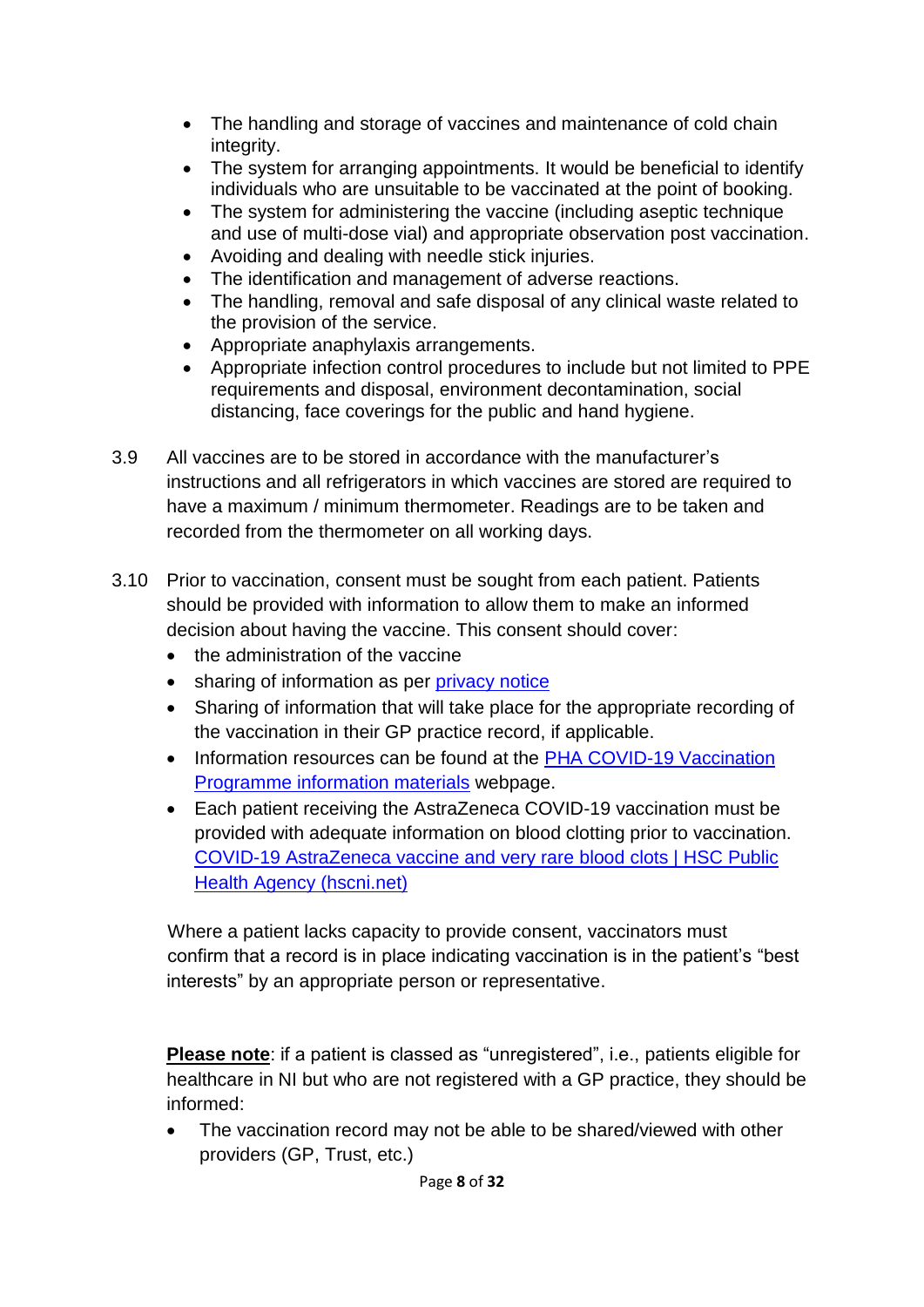- The handling and storage of vaccines and maintenance of cold chain integrity.
- The system for arranging appointments. It would be beneficial to identify individuals who are unsuitable to be vaccinated at the point of booking.
- The system for administering the vaccine (including aseptic technique and use of multi-dose vial) and appropriate observation post vaccination.
- Avoiding and dealing with needle stick injuries.
- The identification and management of adverse reactions.
- The handling, removal and safe disposal of any clinical waste related to the provision of the service.
- Appropriate anaphylaxis arrangements.
- Appropriate infection control procedures to include but not limited to PPE requirements and disposal, environment decontamination, social distancing, face coverings for the public and hand hygiene.

3.9 All vaccines are to be stored in accordance with the manufacturer's instructions and all refrigerators in which vaccines are stored are required to have a maximum / minimum thermometer. Readings are to be taken and recorded from the thermometer on all working days.

3.10 Prior to vaccination, consent must be sought from each patient. Patients should be provided with information to allow them to make an informed decision about having the vaccine. This consent should cover:

- the administration of the vaccine
- sharing of information as per privacy notice
- Sharing of information that will take place for the appropriate recording of the vaccination in their GP practice record, if applicable.
- Information resources can be found at the PHA COVID-19 Vaccination Programme information materials webpage.
- Each patient receiving the AstraZeneca COVID-19 vaccination must be provided with adequate information on blood clotting prior to vaccination. COVID-19 AstraZeneca vaccine and very rare blood clots | HSC Public Health Agency (hscni.net)

Where a patient lacks capacity to provide consent, vaccinators must confirm that a record is in place indicating vaccination is in the patient's "best interests" by an appropriate person or representative.

**Please note**: if a patient is classed as "unregistered", i.e., patients eligible for healthcare in NI but who are not registered with a GP practice, they should be informed:

- The vaccination record may not be able to be shared/viewed with other providers (GP, Trust, etc.)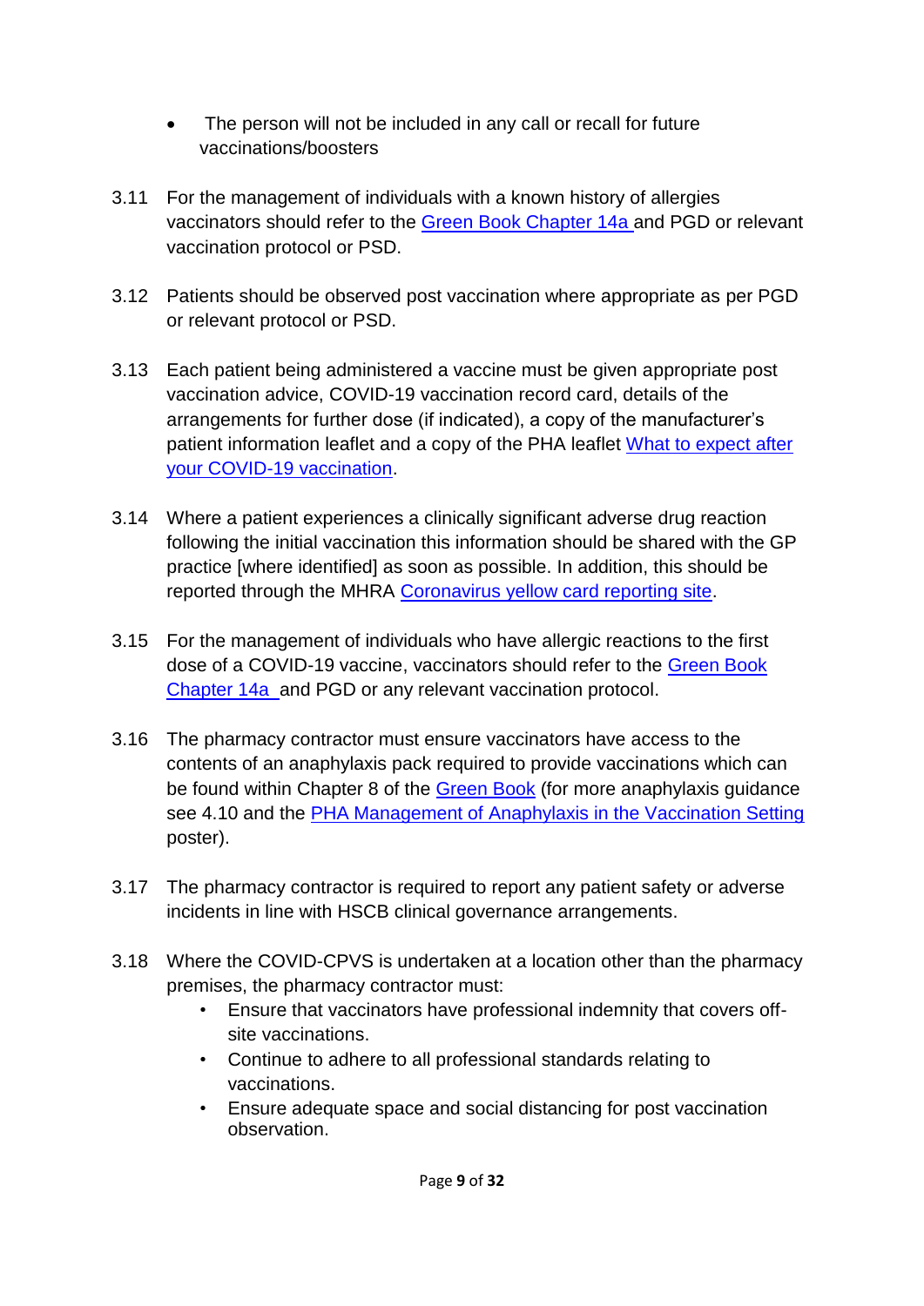- The person will not be included in any call or recall for future vaccinations/boosters

3.11 For the management of individuals with a known history of allergies vaccinators should refer to the Green Book Chapter 14a and PGD or relevant vaccination protocol or PSD.

3.12 Patients should be observed post vaccination where appropriate as per PGD or relevant protocol or PSD.

3.13 Each patient being administered a vaccine must be given appropriate post vaccination advice, COVID-19 vaccination record card, details of the arrangements for further dose (if indicated), a copy of the manufacturer's patient information leaflet and a copy of the PHA leaflet What to expect after your COVID-19 vaccination.

3.14 Where a patient experiences a clinically significant adverse drug reaction following the initial vaccination this information should be shared with the GP practice [where identified] as soon as possible. In addition, this should be reported through the MHRA Coronavirus yellow card reporting site.

3.15 For the management of individuals who have allergic reactions to the first dose of a COVID-19 vaccine, vaccinators should refer to the Green Book Chapter 14a and PGD or any relevant vaccination protocol.

3.16 The pharmacy contractor must ensure vaccinators have access to the contents of an anaphylaxis pack required to provide vaccinations which can be found within Chapter 8 of the Green Book (for more anaphylaxis guidance see 4.10 and the PHA Management of Anaphylaxis in the Vaccination Setting poster).

3.17 The pharmacy contractor is required to report any patient safety or adverse incidents in line with HSCB clinical governance arrangements.

3.18 Where the COVID-CPVS is undertaken at a location other than the pharmacy premises, the pharmacy contractor must:

- Ensure that vaccinators have professional indemnity that covers off-site vaccinations.
- Continue to adhere to all professional standards relating to vaccinations.
- Ensure adequate space and social distancing for post vaccination observation.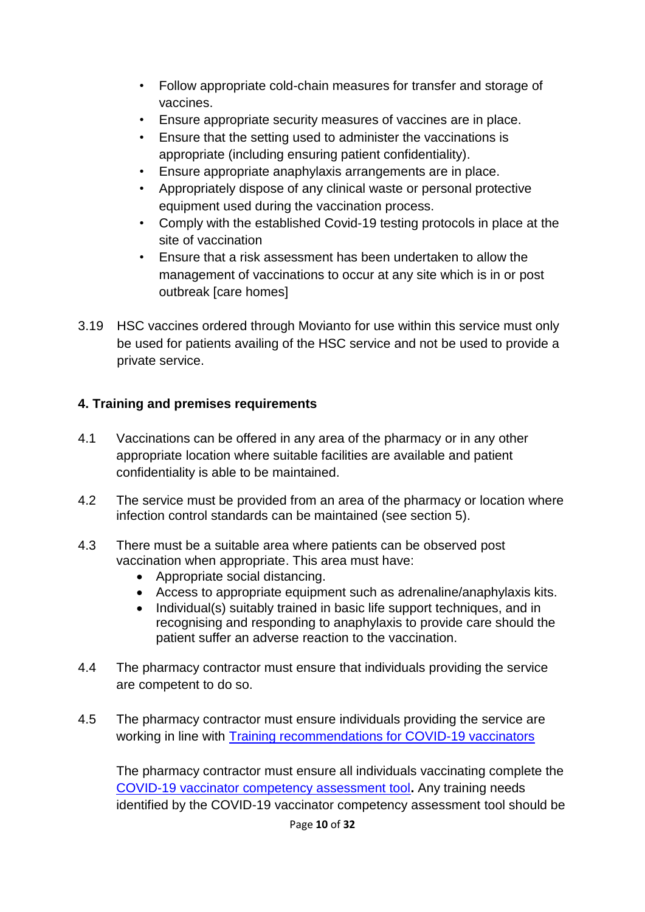- Follow appropriate cold-chain measures for transfer and storage of vaccines.
- Ensure appropriate security measures of vaccines are in place.
- Ensure that the setting used to administer the vaccinations is appropriate (including ensuring patient confidentiality).
- Ensure appropriate anaphylaxis arrangements are in place.
- Appropriately dispose of any clinical waste or personal protective equipment used during the vaccination process.
- Comply with the established Covid-19 testing protocols in place at the site of vaccination
- Ensure that a risk assessment has been undertaken to allow the management of vaccinations to occur at any site which is in or post outbreak [care homes]

3.19 HSC vaccines ordered through Movianto for use within this service must only be used for patients availing of the HSC service and not be used to provide a private service.

## 4. Training and premises requirements

4.1 Vaccinations can be offered in any area of the pharmacy or in any other appropriate location where suitable facilities are available and patient confidentiality is able to be maintained.

4.2 The service must be provided from an area of the pharmacy or location where infection control standards can be maintained (see section 5).

4.3 There must be a suitable area where patients can be observed post vaccination when appropriate. This area must have:

- Appropriate social distancing.
- Access to appropriate equipment such as adrenaline/anaphylaxis kits.
- Individual(s) suitably trained in basic life support techniques, and in recognising and responding to anaphylaxis to provide care should the patient suffer an adverse reaction to the vaccination.

4.4 The pharmacy contractor must ensure that individuals providing the service are competent to do so.

4.5 The pharmacy contractor must ensure individuals providing the service are working in line with Training recommendations for COVID-19 vaccinators

The pharmacy contractor must ensure all individuals vaccinating complete the COVID-19 vaccinator competency assessment tool**.** Any training needs identified by the COVID-19 vaccinator competency assessment tool should be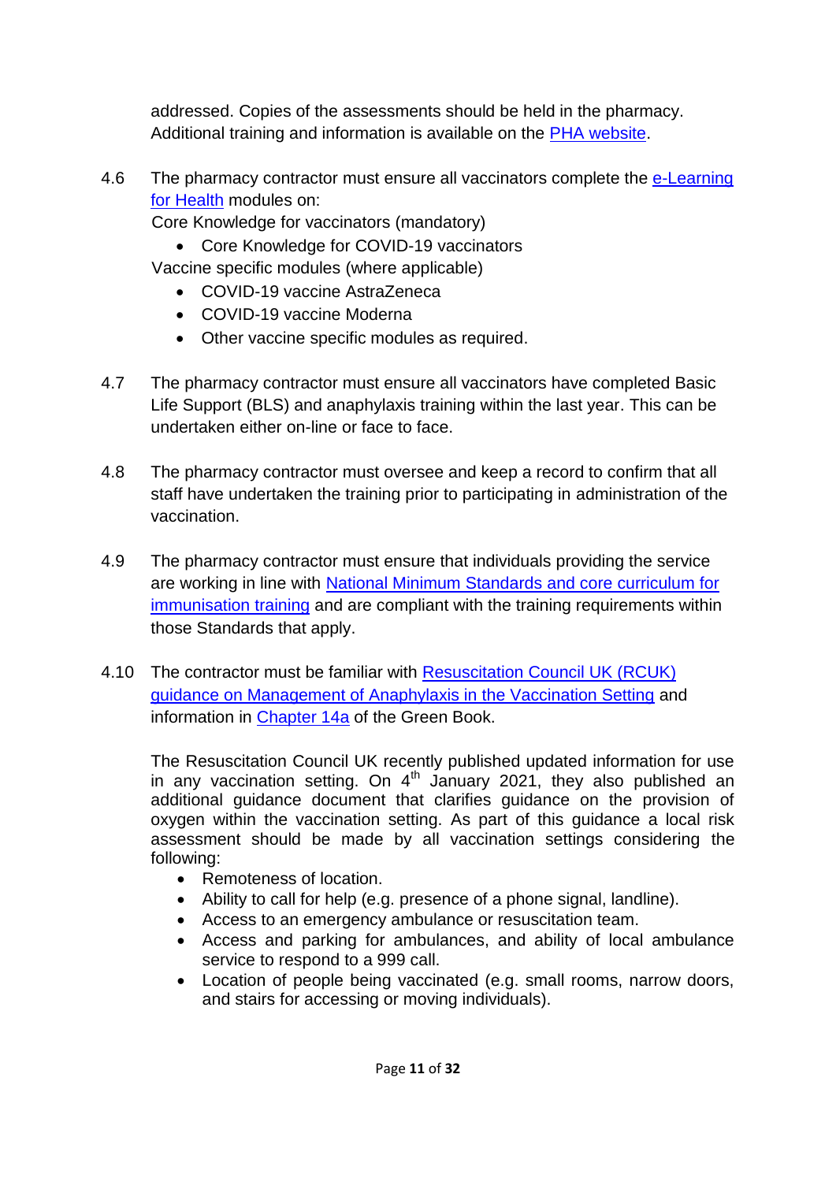addressed. Copies of the assessments should be held in the pharmacy. Additional training and information is available on the PHA website.

4.6 The pharmacy contractor must ensure all vaccinators complete the e-Learning for Health modules on:

Core Knowledge for vaccinators (mandatory)

- Core Knowledge for COVID-19 vaccinators

Vaccine specific modules (where applicable)

- COVID-19 vaccine AstraZeneca
- COVID-19 vaccine Moderna
- Other vaccine specific modules as required.

4.7 The pharmacy contractor must ensure all vaccinators have completed Basic Life Support (BLS) and anaphylaxis training within the last year. This can be undertaken either on-line or face to face.

4.8 The pharmacy contractor must oversee and keep a record to confirm that all staff have undertaken the training prior to participating in administration of the vaccination.

4.9 The pharmacy contractor must ensure that individuals providing the service are working in line with National Minimum Standards and core curriculum for immunisation training and are compliant with the training requirements within those Standards that apply.

4.10 The contractor must be familiar with Resuscitation Council UK (RCUK) guidance on Management of Anaphylaxis in the Vaccination Setting and information in Chapter 14a of the Green Book.

The Resuscitation Council UK recently published updated information for use in any vaccination setting. On 4th January 2021, they also published an additional guidance document that clarifies guidance on the provision of oxygen within the vaccination setting. As part of this guidance a local risk assessment should be made by all vaccination settings considering the following:

- Remoteness of location.
- Ability to call for help (e.g. presence of a phone signal, landline).
- Access to an emergency ambulance or resuscitation team.
- Access and parking for ambulances, and ability of local ambulance service to respond to a 999 call.
- Location of people being vaccinated (e.g. small rooms, narrow doors, and stairs for accessing or moving individuals).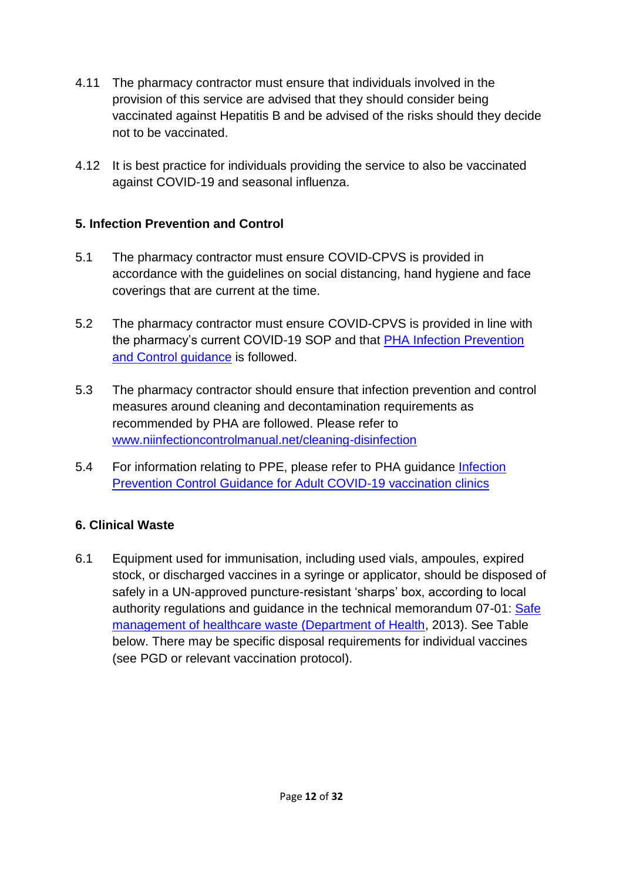4.11 The pharmacy contractor must ensure that individuals involved in the provision of this service are advised that they should consider being vaccinated against Hepatitis B and be advised of the risks should they decide not to be vaccinated.

4.12 It is best practice for individuals providing the service to also be vaccinated against COVID-19 and seasonal influenza.

## 5. Infection Prevention and Control

5.1 The pharmacy contractor must ensure COVID-CPVS is provided in accordance with the guidelines on social distancing, hand hygiene and face coverings that are current at the time.

5.2 The pharmacy contractor must ensure COVID-CPVS is provided in line with the pharmacy's current COVID-19 SOP and that PHA Infection Prevention and Control guidance is followed.

5.3 The pharmacy contractor should ensure that infection prevention and control measures around cleaning and decontamination requirements as recommended by PHA are followed. Please refer to www.niinfectioncontrolmanual.net/cleaning-disinfection

5.4 For information relating to PPE, please refer to PHA guidance Infection Prevention Control Guidance for Adult COVID-19 vaccination clinics

## 6. Clinical Waste

6.1 Equipment used for immunisation, including used vials, ampoules, expired stock, or discharged vaccines in a syringe or applicator, should be disposed of safely in a UN-approved puncture-resistant 'sharps' box, according to local authority regulations and guidance in the technical memorandum 07-01: Safe management of healthcare waste (Department of Health, 2013). See Table below. There may be specific disposal requirements for individual vaccines (see PGD or relevant vaccination protocol).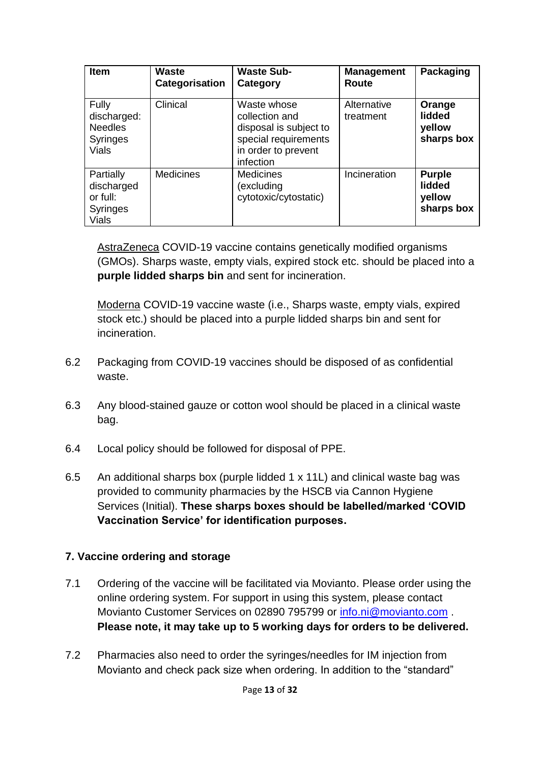| Item | Waste Categorisation | Waste Sub-Category | Management Route | Packaging |
| --- | --- | --- | --- | --- |
| Fully discharged: Needles Syringes Vials | Clinical | Waste whose collection and disposal is subject to special requirements in order to prevent infection | Alternative treatment | **Orange lidded yellow sharps box** |
| Partially discharged or full: Syringes Vials | Medicines | Medicines (excluding cytotoxic/cytostatic) | Incineration | **Purple lidded yellow sharps box** |

AstraZeneca COVID-19 vaccine contains genetically modified organisms (GMOs). Sharps waste, empty vials, expired stock etc. should be placed into a **purple lidded sharps bin** and sent for incineration.

Moderna COVID-19 vaccine waste (i.e., Sharps waste, empty vials, expired stock etc.) should be placed into a purple lidded sharps bin and sent for incineration.

6.2 Packaging from COVID-19 vaccines should be disposed of as confidential waste.

6.3 Any blood-stained gauze or cotton wool should be placed in a clinical waste bag.

6.4 Local policy should be followed for disposal of PPE.

6.5 An additional sharps box (purple lidded 1 x 11L) and clinical waste bag was provided to community pharmacies by the HSCB via Cannon Hygiene Services (Initial). **These sharps boxes should be labelled/marked 'COVID Vaccination Service' for identification purposes.**

## 7. Vaccine ordering and storage

7.1 Ordering of the vaccine will be facilitated via Movianto. Please order using the online ordering system. For support in using this system, please contact Movianto Customer Services on 02890 795799 or info.ni@movianto.com . **Please note, it may take up to 5 working days for orders to be delivered.**

7.2 Pharmacies also need to order the syringes/needles for IM injection from Movianto and check pack size when ordering. In addition to the "standard"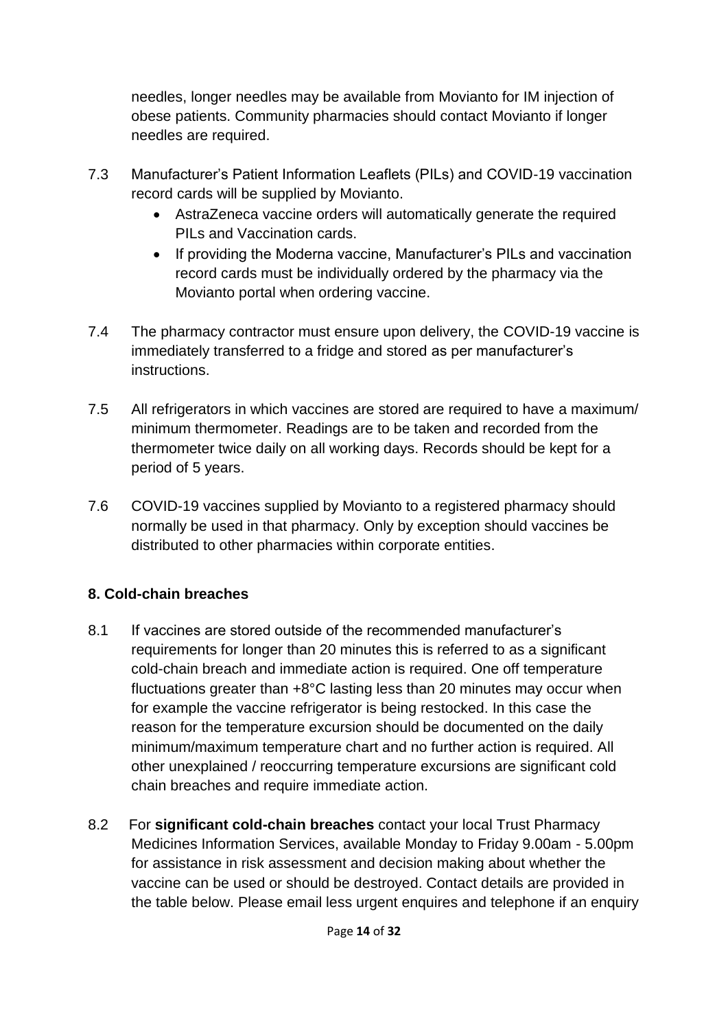needles, longer needles may be available from Movianto for IM injection of obese patients. Community pharmacies should contact Movianto if longer needles are required.

7.3 Manufacturer's Patient Information Leaflets (PILs) and COVID-19 vaccination record cards will be supplied by Movianto.

- AstraZeneca vaccine orders will automatically generate the required PILs and Vaccination cards.
- If providing the Moderna vaccine, Manufacturer's PILs and vaccination record cards must be individually ordered by the pharmacy via the Movianto portal when ordering vaccine.

7.4 The pharmacy contractor must ensure upon delivery, the COVID-19 vaccine is immediately transferred to a fridge and stored as per manufacturer's instructions.

7.5 All refrigerators in which vaccines are stored are required to have a maximum/ minimum thermometer. Readings are to be taken and recorded from the thermometer twice daily on all working days. Records should be kept for a period of 5 years.

7.6 COVID-19 vaccines supplied by Movianto to a registered pharmacy should normally be used in that pharmacy. Only by exception should vaccines be distributed to other pharmacies within corporate entities.

## 8. Cold-chain breaches

8.1 If vaccines are stored outside of the recommended manufacturer's requirements for longer than 20 minutes this is referred to as a significant cold-chain breach and immediate action is required. One off temperature fluctuations greater than +8°C lasting less than 20 minutes may occur when for example the vaccine refrigerator is being restocked. In this case the reason for the temperature excursion should be documented on the daily minimum/maximum temperature chart and no further action is required. All other unexplained / reoccurring temperature excursions are significant cold chain breaches and require immediate action.

8.2 For **significant cold-chain breaches** contact your local Trust Pharmacy Medicines Information Services, available Monday to Friday 9.00am - 5.00pm for assistance in risk assessment and decision making about whether the vaccine can be used or should be destroyed. Contact details are provided in the table below. Please email less urgent enquires and telephone if an enquiry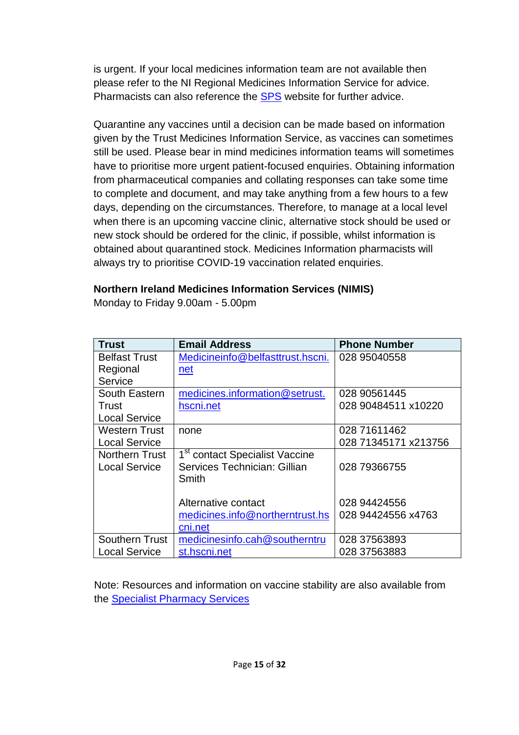is urgent. If your local medicines information team are not available then please refer to the NI Regional Medicines Information Service for advice. Pharmacists can also reference the SPS website for further advice.

Quarantine any vaccines until a decision can be made based on information given by the Trust Medicines Information Service, as vaccines can sometimes still be used. Please bear in mind medicines information teams will sometimes have to prioritise more urgent patient-focused enquiries. Obtaining information from pharmaceutical companies and collating responses can take some time to complete and document, and may take anything from a few hours to a few days, depending on the circumstances. Therefore, to manage at a local level when there is an upcoming vaccine clinic, alternative stock should be used or new stock should be ordered for the clinic, if possible, whilst information is obtained about quarantined stock. Medicines Information pharmacists will always try to prioritise COVID-19 vaccination related enquiries.

**Northern Ireland Medicines Information Services (NIMIS)**
Monday to Friday 9.00am - 5.00pm

| Trust | Email Address | Phone Number |
|---|---|---|
| Belfast Trust Regional Service | Medicineinfo@belfasttrust.hscni.net | 028 95040558 |
| South Eastern Trust Local Service | medicines.information@setrust.hscni.net | 028 90561445<br>028 90484511 x10220 |
| Western Trust Local Service | none | 028 71611462<br>028 71345171 x213756 |
| Northern Trust Local Service | 1st contact Specialist Vaccine Services Technician: Gillian Smith<br><br>Alternative contact medicines.info@northerntrust.hscni.net | 028 79366755<br><br>028 94424556<br>028 94424556 x4763 |
| Southern Trust Local Service | medicinesinfo.cah@southerntrust.hscni.net | 028 37563893<br>028 37563883 |

Note: Resources and information on vaccine stability are also available from the Specialist Pharmacy Services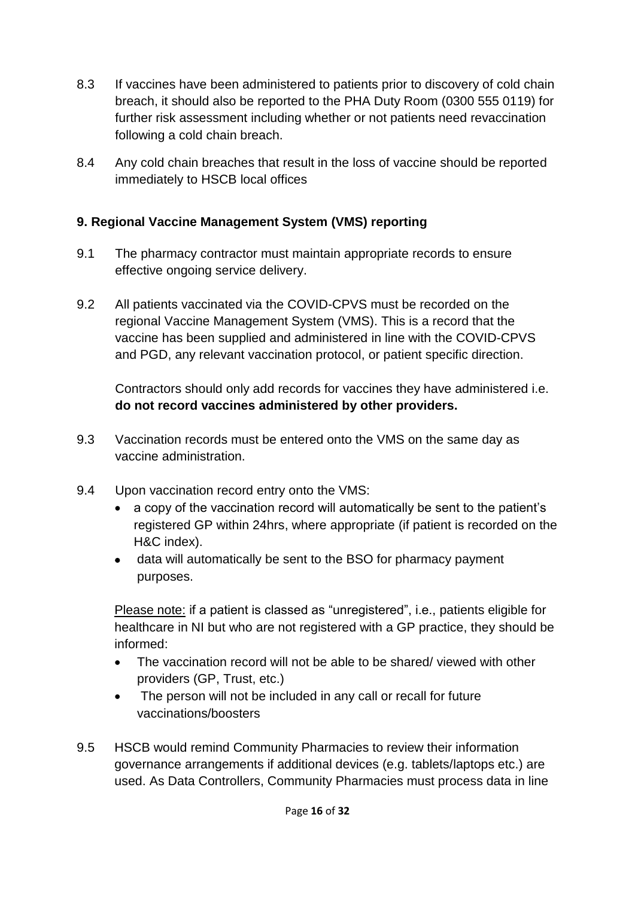8.3 If vaccines have been administered to patients prior to discovery of cold chain breach, it should also be reported to the PHA Duty Room (0300 555 0119) for further risk assessment including whether or not patients need revaccination following a cold chain breach.

8.4 Any cold chain breaches that result in the loss of vaccine should be reported immediately to HSCB local offices

## 9. Regional Vaccine Management System (VMS) reporting

9.1 The pharmacy contractor must maintain appropriate records to ensure effective ongoing service delivery.

9.2 All patients vaccinated via the COVID-CPVS must be recorded on the regional Vaccine Management System (VMS). This is a record that the vaccine has been supplied and administered in line with the COVID-CPVS and PGD, any relevant vaccination protocol, or patient specific direction.

Contractors should only add records for vaccines they have administered i.e. **do not record vaccines administered by other providers.**

9.3 Vaccination records must be entered onto the VMS on the same day as vaccine administration.

9.4 Upon vaccination record entry onto the VMS:

- a copy of the vaccination record will automatically be sent to the patient's registered GP within 24hrs, where appropriate (if patient is recorded on the H&C index).
- data will automatically be sent to the BSO for pharmacy payment purposes.

<u>Please note:</u> if a patient is classed as "unregistered", i.e., patients eligible for healthcare in NI but who are not registered with a GP practice, they should be informed:

- The vaccination record will not be able to be shared/ viewed with other providers (GP, Trust, etc.)
- The person will not be included in any call or recall for future vaccinations/boosters

9.5 HSCB would remind Community Pharmacies to review their information governance arrangements if additional devices (e.g. tablets/laptops etc.) are used. As Data Controllers, Community Pharmacies must process data in line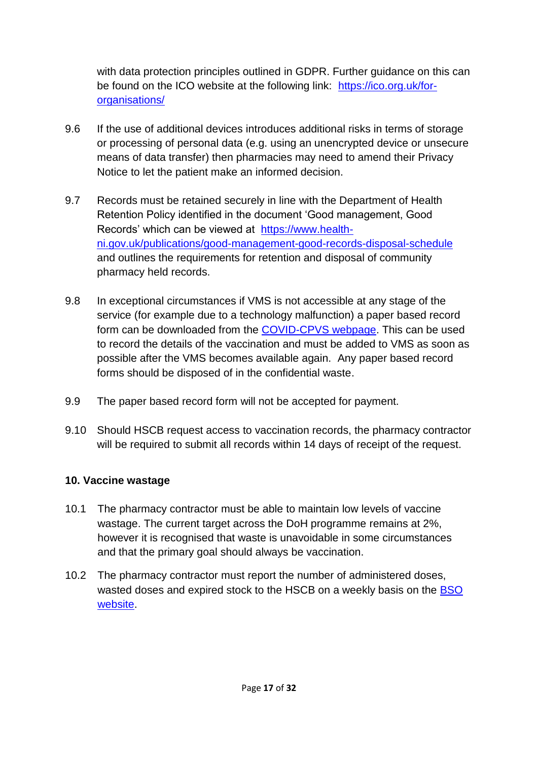with data protection principles outlined in GDPR. Further guidance on this can be found on the ICO website at the following link: [https://ico.org.uk/for-organisations/](https://ico.org.uk/for-organisations/)

9.6 If the use of additional devices introduces additional risks in terms of storage or processing of personal data (e.g. using an unencrypted device or unsecure means of data transfer) then pharmacies may need to amend their Privacy Notice to let the patient make an informed decision.

9.7 Records must be retained securely in line with the Department of Health Retention Policy identified in the document 'Good management, Good Records' which can be viewed at [https://www.health-ni.gov.uk/publications/good-management-good-records-disposal-schedule](https://www.health-ni.gov.uk/publications/good-management-good-records-disposal-schedule) and outlines the requirements for retention and disposal of community pharmacy held records.

9.8 In exceptional circumstances if VMS is not accessible at any stage of the service (for example due to a technology malfunction) a paper based record form can be downloaded from the COVID-CPVS webpage. This can be used to record the details of the vaccination and must be added to VMS as soon as possible after the VMS becomes available again. Any paper based record forms should be disposed of in the confidential waste.

9.9 The paper based record form will not be accepted for payment.

9.10 Should HSCB request access to vaccination records, the pharmacy contractor will be required to submit all records within 14 days of receipt of the request.

**10. Vaccine wastage**

10.1 The pharmacy contractor must be able to maintain low levels of vaccine wastage. The current target across the DoH programme remains at 2%, however it is recognised that waste is unavoidable in some circumstances and that the primary goal should always be vaccination.

10.2 The pharmacy contractor must report the number of administered doses, wasted doses and expired stock to the HSCB on a weekly basis on the BSO website.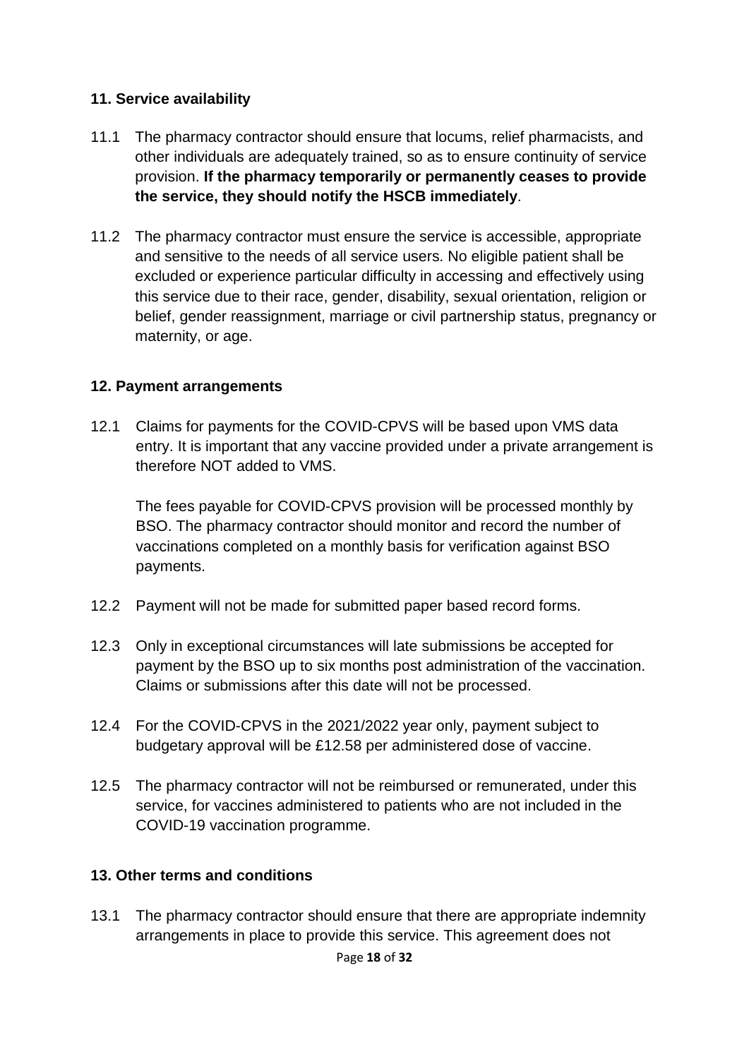## 11. Service availability

11.1 The pharmacy contractor should ensure that locums, relief pharmacists, and other individuals are adequately trained, so as to ensure continuity of service provision. **If the pharmacy temporarily or permanently ceases to provide the service, they should notify the HSCB immediately**.

11.2 The pharmacy contractor must ensure the service is accessible, appropriate and sensitive to the needs of all service users. No eligible patient shall be excluded or experience particular difficulty in accessing and effectively using this service due to their race, gender, disability, sexual orientation, religion or belief, gender reassignment, marriage or civil partnership status, pregnancy or maternity, or age.

## 12. Payment arrangements

12.1 Claims for payments for the COVID-CPVS will be based upon VMS data entry. It is important that any vaccine provided under a private arrangement is therefore NOT added to VMS.

The fees payable for COVID-CPVS provision will be processed monthly by BSO. The pharmacy contractor should monitor and record the number of vaccinations completed on a monthly basis for verification against BSO payments.

12.2 Payment will not be made for submitted paper based record forms.

12.3 Only in exceptional circumstances will late submissions be accepted for payment by the BSO up to six months post administration of the vaccination. Claims or submissions after this date will not be processed.

12.4 For the COVID-CPVS in the 2021/2022 year only, payment subject to budgetary approval will be £12.58 per administered dose of vaccine.

12.5 The pharmacy contractor will not be reimbursed or remunerated, under this service, for vaccines administered to patients who are not included in the COVID-19 vaccination programme.

## 13. Other terms and conditions

13.1 The pharmacy contractor should ensure that there are appropriate indemnity arrangements in place to provide this service. This agreement does not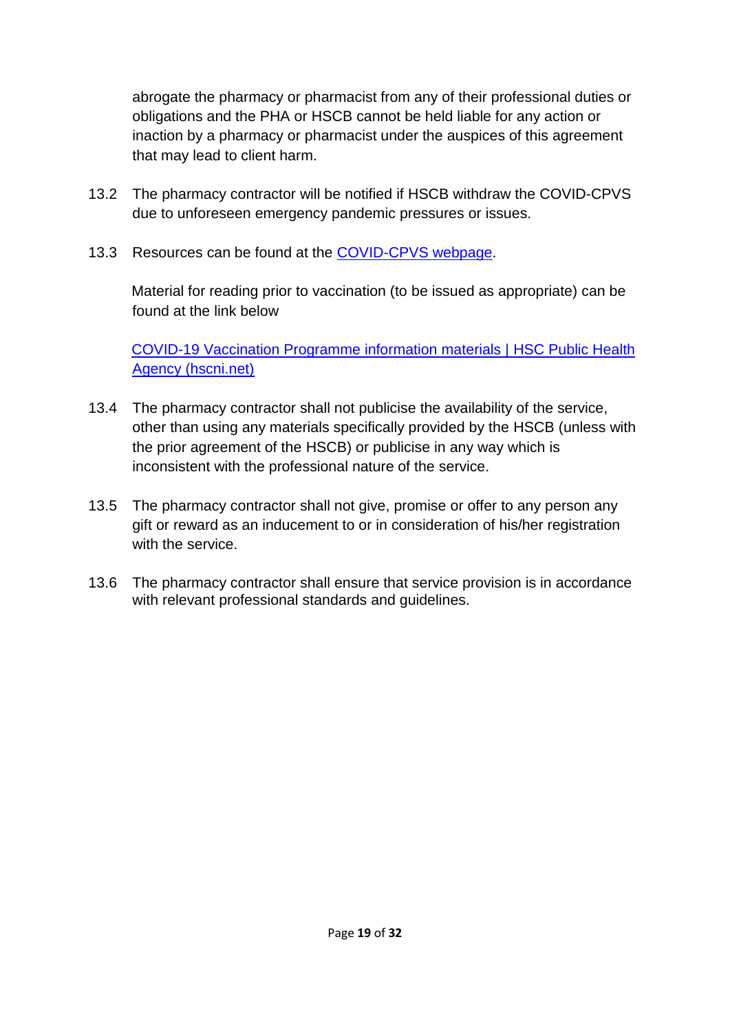abrogate the pharmacy or pharmacist from any of their professional duties or obligations and the PHA or HSCB cannot be held liable for any action or inaction by a pharmacy or pharmacist under the auspices of this agreement that may lead to client harm.

13.2 The pharmacy contractor will be notified if HSCB withdraw the COVID-CPVS due to unforeseen emergency pandemic pressures or issues.

13.3 Resources can be found at the COVID-CPVS webpage.

Material for reading prior to vaccination (to be issued as appropriate) can be found at the link below

COVID-19 Vaccination Programme information materials | HSC Public Health Agency (hscni.net)

13.4 The pharmacy contractor shall not publicise the availability of the service, other than using any materials specifically provided by the HSCB (unless with the prior agreement of the HSCB) or publicise in any way which is inconsistent with the professional nature of the service.

13.5 The pharmacy contractor shall not give, promise or offer to any person any gift or reward as an inducement to or in consideration of his/her registration with the service.

13.6 The pharmacy contractor shall ensure that service provision is in accordance with relevant professional standards and guidelines.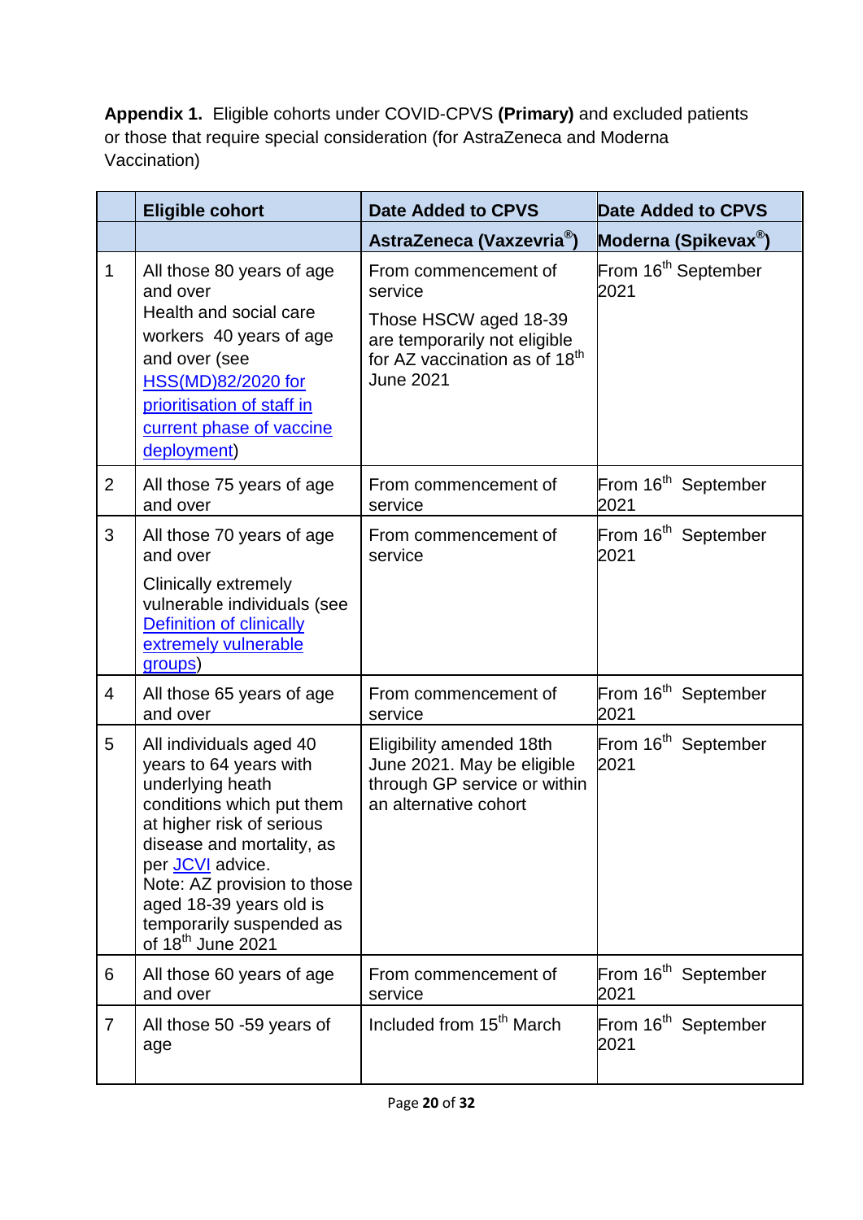**Appendix 1.** Eligible cohorts under COVID-CPVS **(Primary)** and excluded patients or those that require special consideration (for AstraZeneca and Moderna Vaccination)

| | Eligible cohort | Date Added to CPVS | Date Added to CPVS |
|---|---|---|---|
| | | **AstraZeneca (Vaxzevria®)** | **Moderna (Spikevax®)** |
| 1 | All those 80 years of age and over<br>Health and social care workers 40 years of age and over (see [HSS(MD)82/2020 for prioritisation of staff in current phase of vaccine deployment]) | From commencement of service<br>Those HSCW aged 18-39 are temporarily not eligible for AZ vaccination as of 18th June 2021 | From 16th September 2021 |
| 2 | All those 75 years of age and over | From commencement of service | From 16th September 2021 |
| 3 | All those 70 years of age and over<br>Clinically extremely vulnerable individuals (see [Definition of clinically extremely vulnerable groups]) | From commencement of service | From 16th September 2021 |
| 4 | All those 65 years of age and over | From commencement of service | From 16th September 2021 |
| 5 | All individuals aged 40 years to 64 years with underlying heath conditions which put them at higher risk of serious disease and mortality, as per [JCVI] advice.<br>Note: AZ provision to those aged 18-39 years old is temporarily suspended as of 18th June 2021 | Eligibility amended 18th June 2021. May be eligible through GP service or within an alternative cohort | From 16th September 2021 |
| 6 | All those 60 years of age and over | From commencement of service | From 16th September 2021 |
| 7 | All those 50 -59 years of age | Included from 15th March | From 16th September 2021 |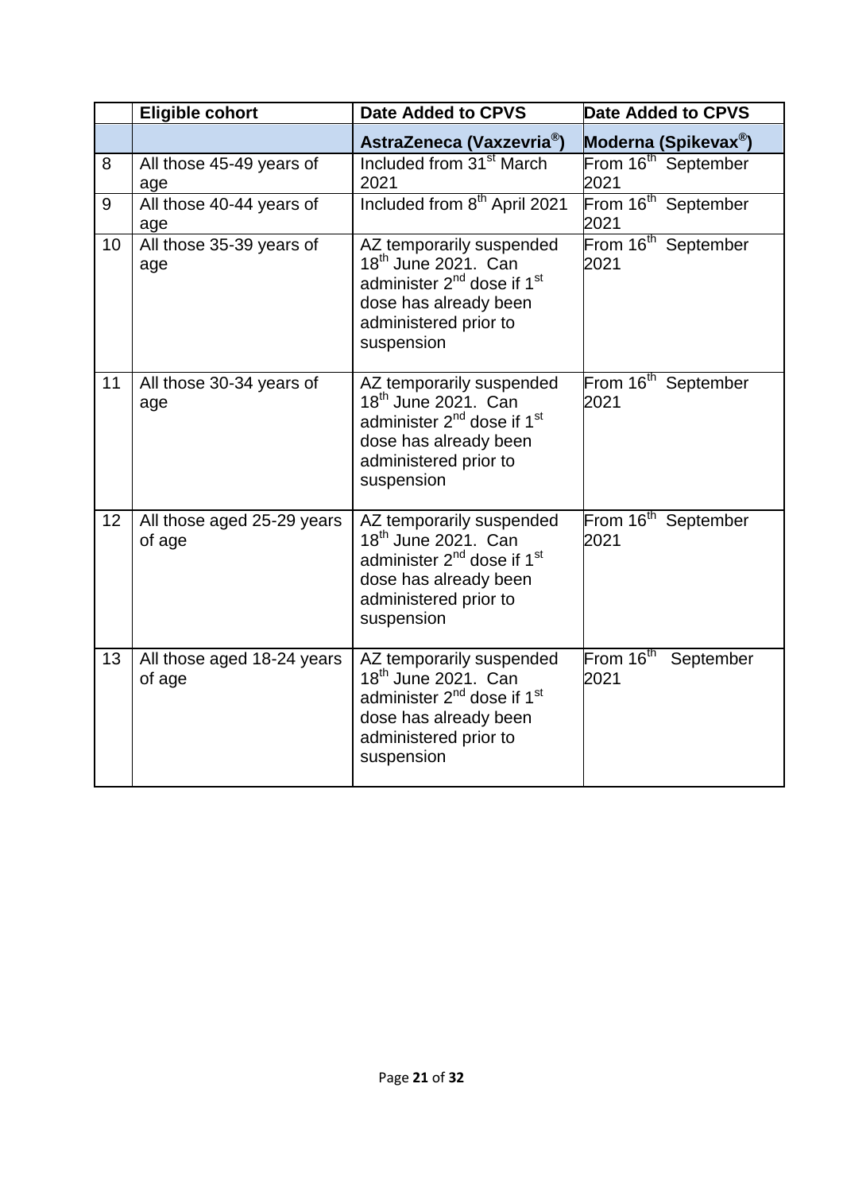| | Eligible cohort | Date Added to CPVS | Date Added to CPVS |
|---|---|---|---|
| | | **AstraZeneca (Vaxzevria®)** | **Moderna (Spikevax®)** |
| 8 | All those 45-49 years of age | Included from 31st March 2021 | From 16th September 2021 |
| 9 | All those 40-44 years of age | Included from 8th April 2021 | From 16th September 2021 |
| 10 | All those 35-39 years of age | AZ temporarily suspended 18th June 2021. Can administer 2nd dose if 1st dose has already been administered prior to suspension | From 16th September 2021 |
| 11 | All those 30-34 years of age | AZ temporarily suspended 18th June 2021. Can administer 2nd dose if 1st dose has already been administered prior to suspension | From 16th September 2021 |
| 12 | All those aged 25-29 years of age | AZ temporarily suspended 18th June 2021. Can administer 2nd dose if 1st dose has already been administered prior to suspension | From 16th September 2021 |
| 13 | All those aged 18-24 years of age | AZ temporarily suspended 18th June 2021. Can administer 2nd dose if 1st dose has already been administered prior to suspension | From 16th September 2021 |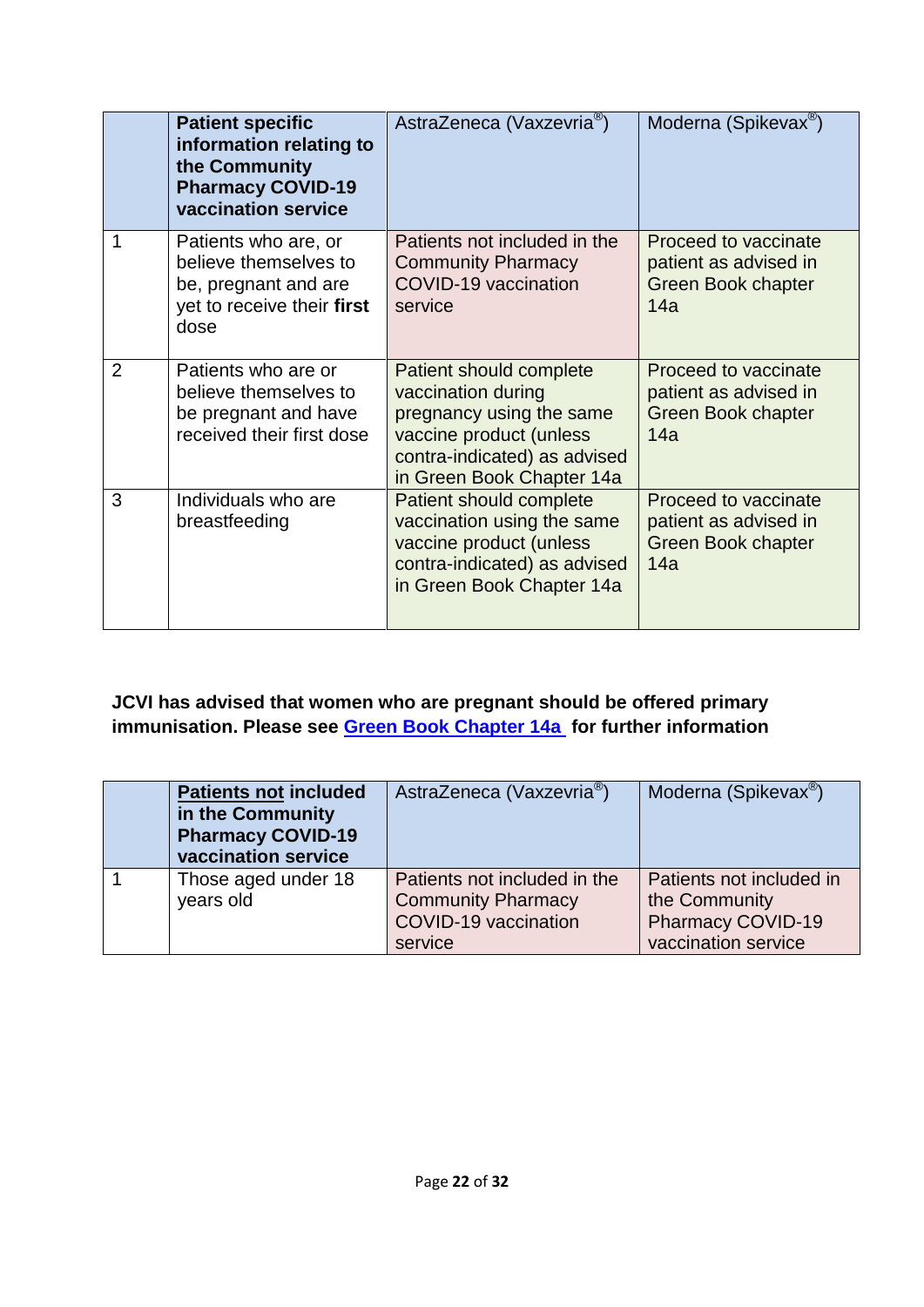| | **Patient specific information relating to the Community Pharmacy COVID-19 vaccination service** | AstraZeneca (Vaxzevria®) | Moderna (Spikevax®) |
|---|---|---|---|
| 1 | Patients who are, or believe themselves to be, pregnant and are yet to receive their **first** dose | Patients not included in the Community Pharmacy COVID-19 vaccination service | Proceed to vaccinate patient as advised in Green Book chapter 14a |
| 2 | Patients who are or believe themselves to be pregnant and have received their first dose | Patient should complete vaccination during pregnancy using the same vaccine product (unless contra-indicated) as advised in Green Book Chapter 14a | Proceed to vaccinate patient as advised in Green Book chapter 14a |
| 3 | Individuals who are breastfeeding | Patient should complete vaccination using the same vaccine product (unless contra-indicated) as advised in Green Book Chapter 14a | Proceed to vaccinate patient as advised in Green Book chapter 14a |

**JCVI has advised that women who are pregnant should be offered primary immunisation. Please see [Green Book Chapter 14a](#) for further information**

| | **Patients not included in the Community Pharmacy COVID-19 vaccination service** | AstraZeneca (Vaxzevria®) | Moderna (Spikevax®) |
|---|---|---|---|
| 1 | Those aged under 18 years old | Patients not included in the Community Pharmacy COVID-19 vaccination service | Patients not included in the Community Pharmacy COVID-19 vaccination service |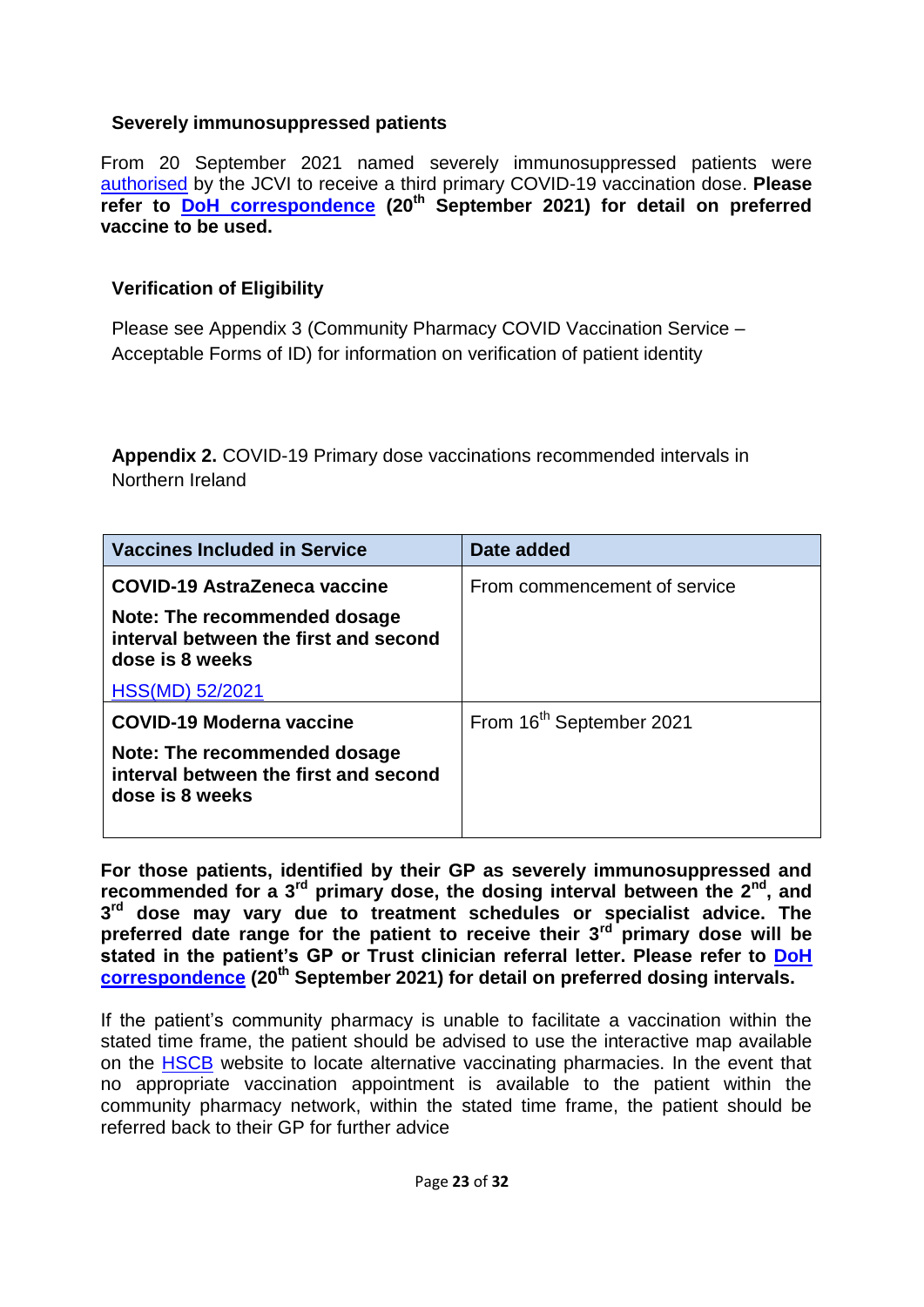## Severely immunosuppressed patients

From 20 September 2021 named severely immunosuppressed patients were authorised by the JCVI to receive a third primary COVID-19 vaccination dose. **Please refer to DoH correspondence (20th September 2021) for detail on preferred vaccine to be used.**

## Verification of Eligibility

Please see Appendix 3 (Community Pharmacy COVID Vaccination Service – Acceptable Forms of ID) for information on verification of patient identity

**Appendix 2.** COVID-19 Primary dose vaccinations recommended intervals in Northern Ireland

| Vaccines Included in Service | Date added |
|---|---|
| **COVID-19 AstraZeneca vaccine**<br><br>**Note: The recommended dosage interval between the first and second dose is 8 weeks**<br><br>HSS(MD) 52/2021 | From commencement of service |
| **COVID-19 Moderna vaccine**<br><br>**Note: The recommended dosage interval between the first and second dose is 8 weeks** | From 16th September 2021 |

**For those patients, identified by their GP as severely immunosuppressed and recommended for a 3rd primary dose, the dosing interval between the 2nd, and 3rd dose may vary due to treatment schedules or specialist advice. The preferred date range for the patient to receive their 3rd primary dose will be stated in the patient's GP or Trust clinician referral letter. Please refer to DoH correspondence (20th September 2021) for detail on preferred dosing intervals.**

If the patient's community pharmacy is unable to facilitate a vaccination within the stated time frame, the patient should be advised to use the interactive map available on the HSCB website to locate alternative vaccinating pharmacies. In the event that no appropriate vaccination appointment is available to the patient within the community pharmacy network, within the stated time frame, the patient should be referred back to their GP for further advice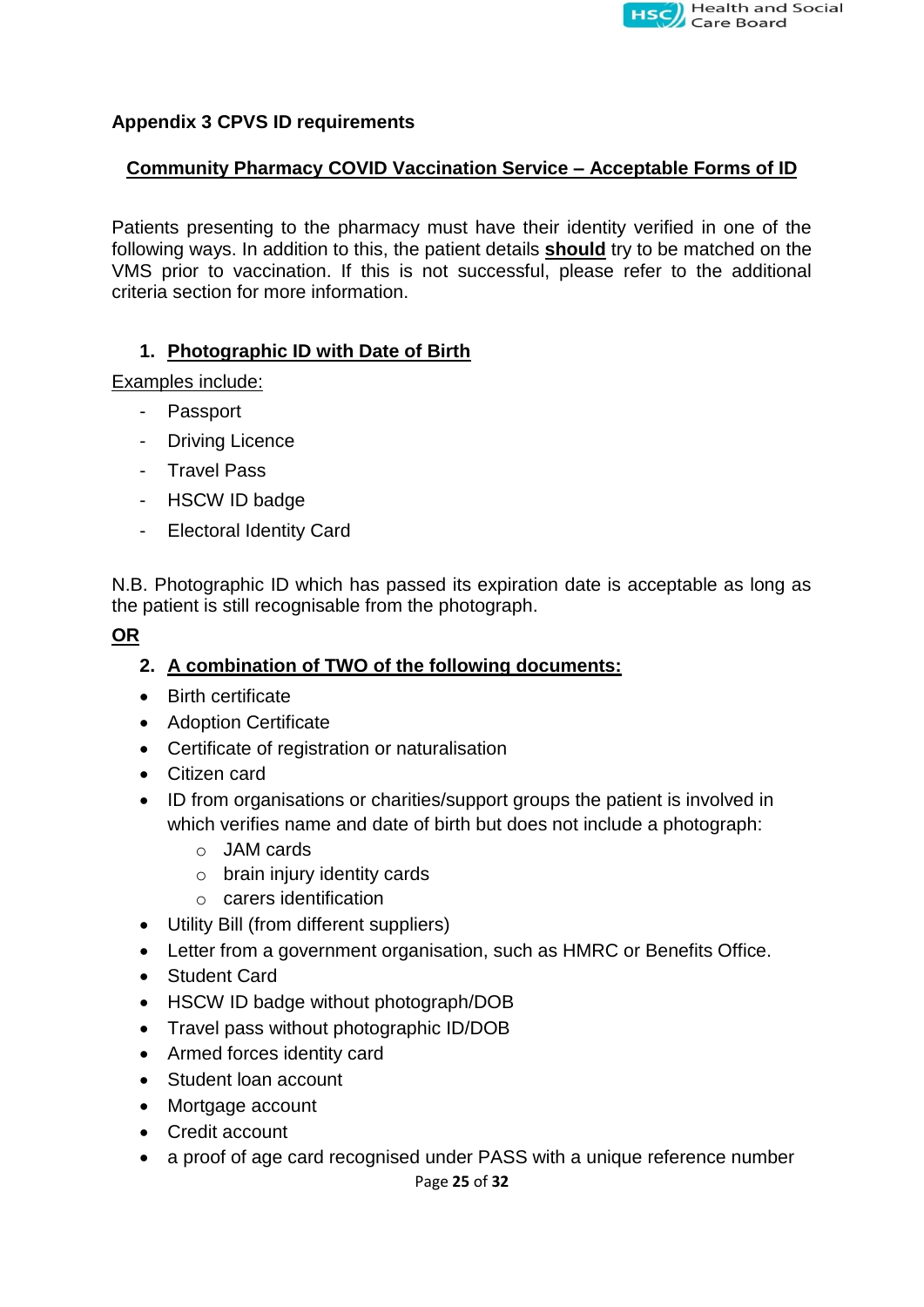## Appendix 3 CPVS ID requirements

### Community Pharmacy COVID Vaccination Service – Acceptable Forms of ID

Patients presenting to the pharmacy must have their identity verified in one of the following ways. In addition to this, the patient details **should** try to be matched on the VMS prior to vaccination. If this is not successful, please refer to the additional criteria section for more information.

1. **Photographic ID with Date of Birth**

Examples include:

- Passport
- Driving Licence
- Travel Pass
- HSCW ID badge
- Electoral Identity Card

N.B. Photographic ID which has passed its expiration date is acceptable as long as the patient is still recognisable from the photograph.

**OR**

2. **A combination of TWO of the following documents:**

- Birth certificate
- Adoption Certificate
- Certificate of registration or naturalisation
- Citizen card
- ID from organisations or charities/support groups the patient is involved in which verifies name and date of birth but does not include a photograph:
  - JAM cards
  - brain injury identity cards
  - carers identification
- Utility Bill (from different suppliers)
- Letter from a government organisation, such as HMRC or Benefits Office.
- Student Card
- HSCW ID badge without photograph/DOB
- Travel pass without photographic ID/DOB
- Armed forces identity card
- Student loan account
- Mortgage account
- Credit account
- a proof of age card recognised under PASS with a unique reference number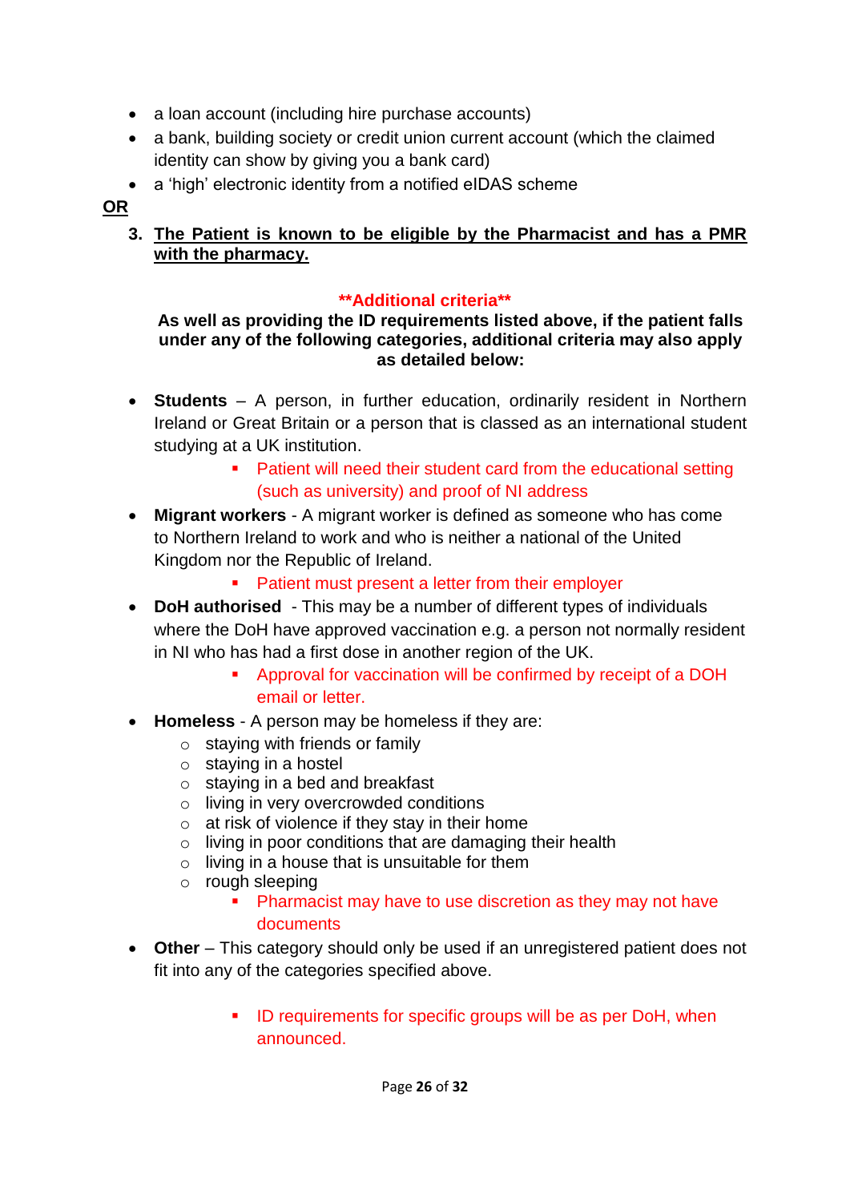- a loan account (including hire purchase accounts)
- a bank, building society or credit union current account (which the claimed identity can show by giving you a bank card)
- a 'high' electronic identity from a notified eIDAS scheme

**OR**

3. **The Patient is known to be eligible by the Pharmacist and has a PMR with the pharmacy.**

**\*\*Additional criteria\*\***

**As well as providing the ID requirements listed above, if the patient falls under any of the following categories, additional criteria may also apply as detailed below:**

- **Students** – A person, in further education, ordinarily resident in Northern Ireland or Great Britain or a person that is classed as an international student studying at a UK institution.
    - Patient will need their student card from the educational setting (such as university) and proof of NI address
- **Migrant workers** - A migrant worker is defined as someone who has come to Northern Ireland to work and who is neither a national of the United Kingdom nor the Republic of Ireland.
    - Patient must present a letter from their employer
- **DoH authorised** - This may be a number of different types of individuals where the DoH have approved vaccination e.g. a person not normally resident in NI who has had a first dose in another region of the UK.
    - Approval for vaccination will be confirmed by receipt of a DOH email or letter.
- **Homeless** - A person may be homeless if they are:
    - staying with friends or family
    - staying in a hostel
    - staying in a bed and breakfast
    - living in very overcrowded conditions
    - at risk of violence if they stay in their home
    - living in poor conditions that are damaging their health
    - living in a house that is unsuitable for them
    - rough sleeping
        - Pharmacist may have to use discretion as they may not have documents
- **Other** – This category should only be used if an unregistered patient does not fit into any of the categories specified above.
    - ID requirements for specific groups will be as per DoH, when announced.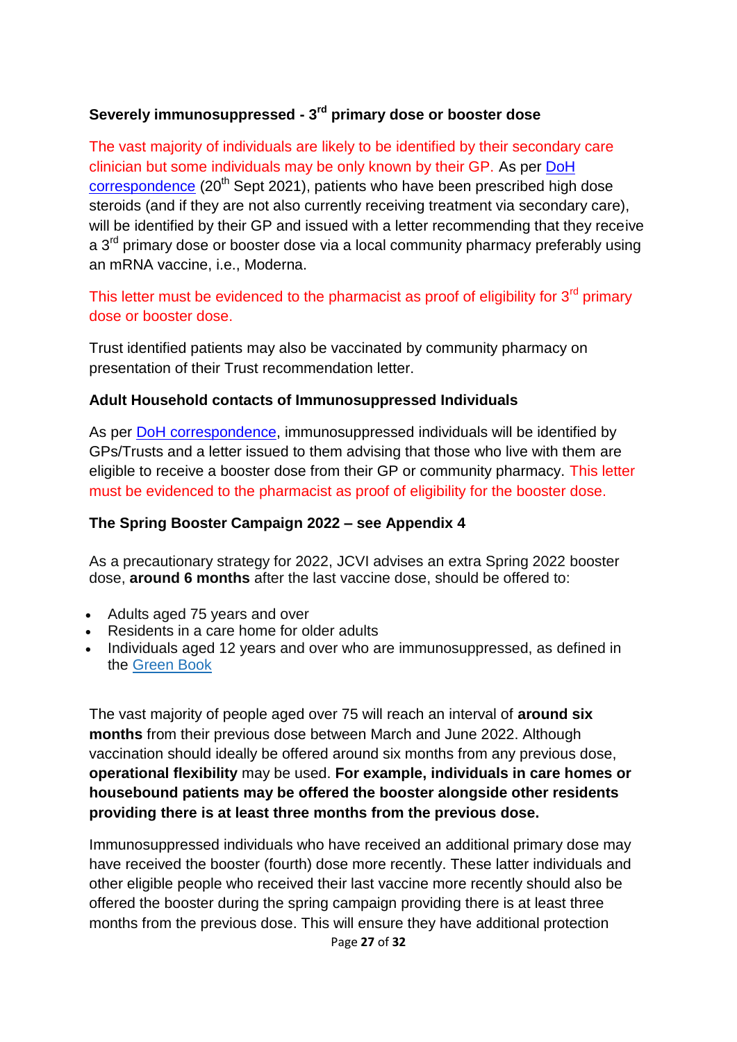**Severely immunosuppressed - 3rd primary dose or booster dose**

The vast majority of individuals are likely to be identified by their secondary care clinician but some individuals may be only known by their GP. As per DoH correspondence (20th Sept 2021), patients who have been prescribed high dose steroids (and if they are not also currently receiving treatment via secondary care), will be identified by their GP and issued with a letter recommending that they receive a 3rd primary dose or booster dose via a local community pharmacy preferably using an mRNA vaccine, i.e., Moderna.

This letter must be evidenced to the pharmacist as proof of eligibility for 3rd primary dose or booster dose.

Trust identified patients may also be vaccinated by community pharmacy on presentation of their Trust recommendation letter.

**Adult Household contacts of Immunosuppressed Individuals**

As per DoH correspondence, immunosuppressed individuals will be identified by GPs/Trusts and a letter issued to them advising that those who live with them are eligible to receive a booster dose from their GP or community pharmacy. This letter must be evidenced to the pharmacist as proof of eligibility for the booster dose.

**The Spring Booster Campaign 2022 – see Appendix 4**

As a precautionary strategy for 2022, JCVI advises an extra Spring 2022 booster dose, **around 6 months** after the last vaccine dose, should be offered to:

- Adults aged 75 years and over
- Residents in a care home for older adults
- Individuals aged 12 years and over who are immunosuppressed, as defined in the Green Book

The vast majority of people aged over 75 will reach an interval of **around six months** from their previous dose between March and June 2022. Although vaccination should ideally be offered around six months from any previous dose, **operational flexibility** may be used. **For example, individuals in care homes or housebound patients may be offered the booster alongside other residents providing there is at least three months from the previous dose.**

Immunosuppressed individuals who have received an additional primary dose may have received the booster (fourth) dose more recently. These latter individuals and other eligible people who received their last vaccine more recently should also be offered the booster during the spring campaign providing there is at least three months from the previous dose. This will ensure they have additional protection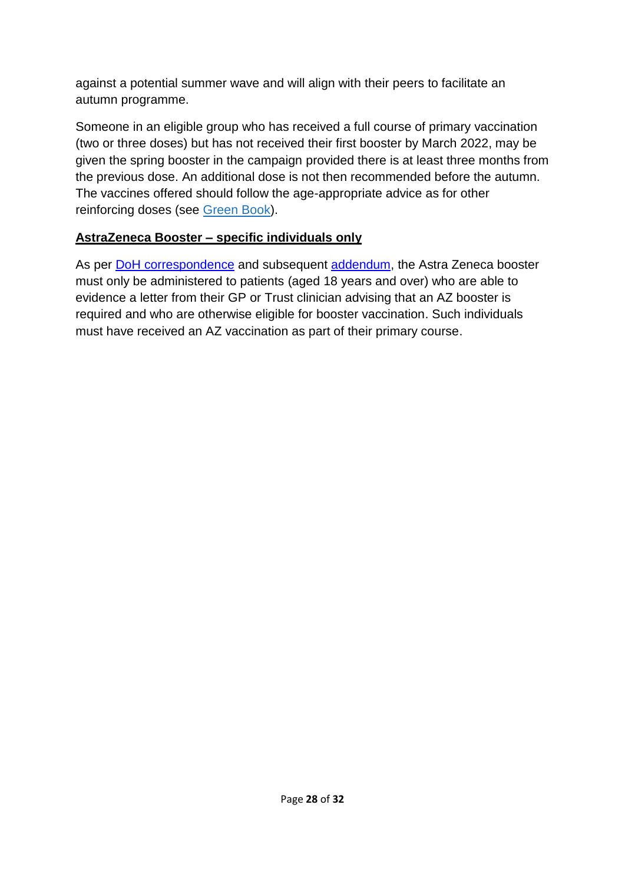against a potential summer wave and will align with their peers to facilitate an autumn programme.

Someone in an eligible group who has received a full course of primary vaccination (two or three doses) but has not received their first booster by March 2022, may be given the spring booster in the campaign provided there is at least three months from the previous dose. An additional dose is not then recommended before the autumn. The vaccines offered should follow the age-appropriate advice as for other reinforcing doses (see Green Book).

**AstraZeneca Booster – specific individuals only**

As per DoH correspondence and subsequent addendum, the Astra Zeneca booster must only be administered to patients (aged 18 years and over) who are able to evidence a letter from their GP or Trust clinician advising that an AZ booster is required and who are otherwise eligible for booster vaccination. Such individuals must have received an AZ vaccination as part of their primary course.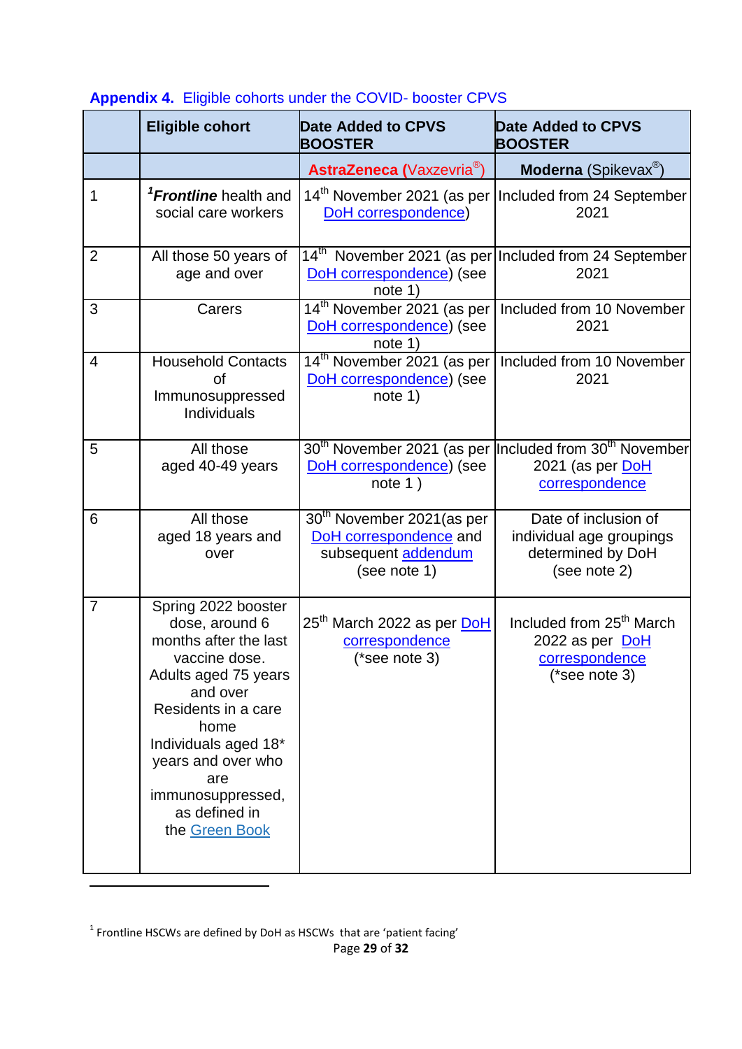**Appendix 4.** Eligible cohorts under the COVID- booster CPVS

| | Eligible cohort | Date Added to CPVS BOOSTER | Date Added to CPVS BOOSTER |
|---|---|---|---|
| | | **AstraZeneca** (Vaxzevria®) | **Moderna** (Spikevax®) |
| 1 | [1]***Frontline*** health and social care workers | 14th November 2021 (as per DoH correspondence) | Included from 24 September 2021 |
| 2 | All those 50 years of age and over | 14th November 2021 (as per DoH correspondence) (see note 1) | Included from 24 September 2021 |
| 3 | Carers | 14th November 2021 (as per DoH correspondence) (see note 1) | Included from 10 November 2021 |
| 4 | Household Contacts of Immunosuppressed Individuals | 14th November 2021 (as per DoH correspondence) (see note 1) | Included from 10 November 2021 |
| 5 | All those aged 40-49 years | 30th November 2021 (as per DoH correspondence) (see note 1 ) | Included from 30th November 2021 (as per DoH correspondence |
| 6 | All those aged 18 years and over | 30th November 2021(as per DoH correspondence and subsequent addendum (see note 1) | Date of inclusion of individual age groupings determined by DoH (see note 2) |
| 7 | Spring 2022 booster dose, around 6 months after the last vaccine dose. Adults aged 75 years and over Residents in a care home Individuals aged 18* years and over who are immunosuppressed, as defined in the Green Book | 25th March 2022 as per DoH correspondence (*see note 3) | Included from 25th March 2022 as per DoH correspondence (*see note 3) |

[1] Frontline HSCWs are defined by DoH as HSCWs that are 'patient facing'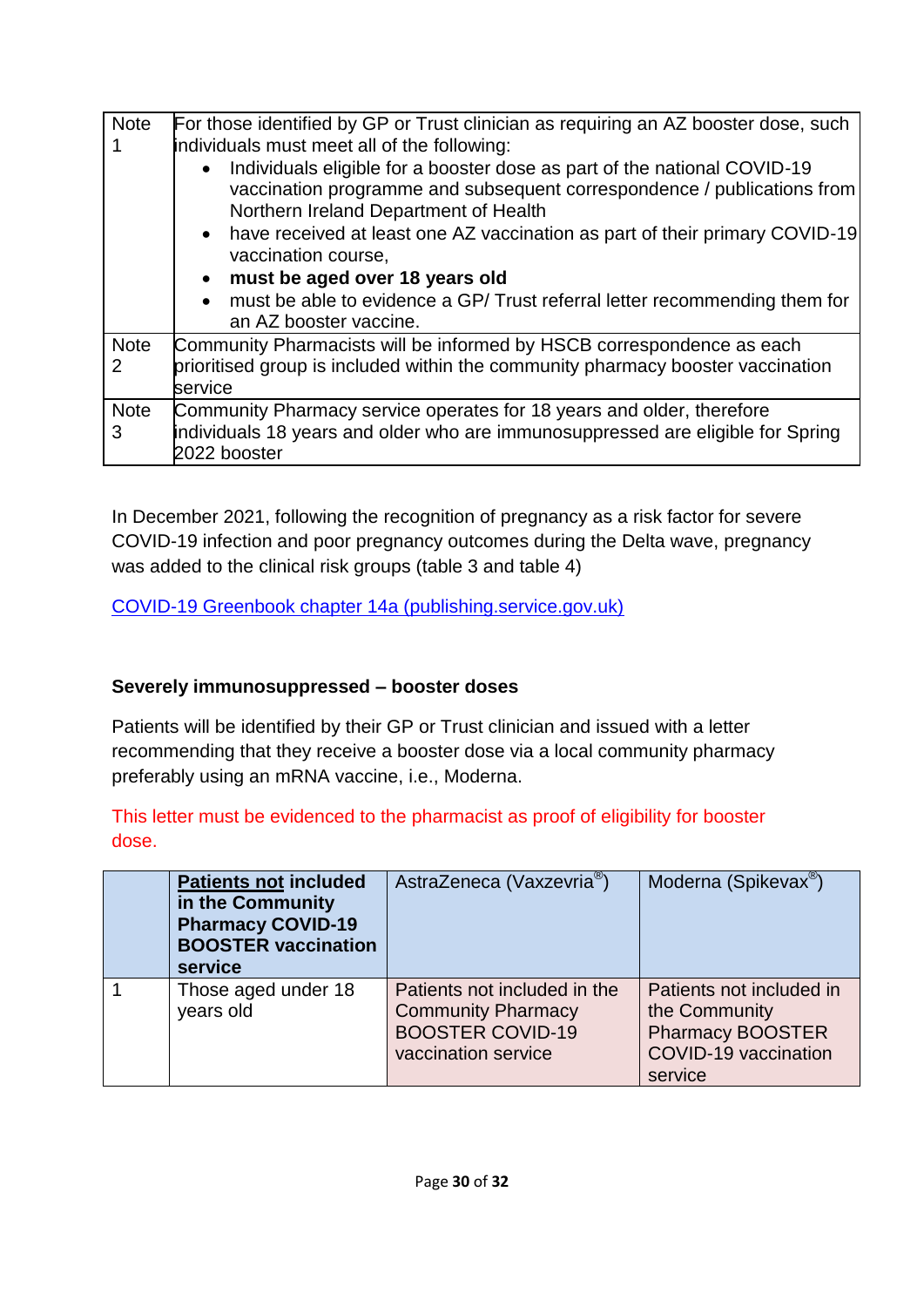| | |
|---|---|
| Note 1 | For those identified by GP or Trust clinician as requiring an AZ booster dose, such individuals must meet all of the following:<br>• Individuals eligible for a booster dose as part of the national COVID-19 vaccination programme and subsequent correspondence / publications from Northern Ireland Department of Health<br>• have received at least one AZ vaccination as part of their primary COVID-19 vaccination course,<br>• **must be aged over 18 years old**<br>• must be able to evidence a GP/ Trust referral letter recommending them for an AZ booster vaccine. |
| Note 2 | Community Pharmacists will be informed by HSCB correspondence as each prioritised group is included within the community pharmacy booster vaccination service |
| Note 3 | Community Pharmacy service operates for 18 years and older, therefore individuals 18 years and older who are immunosuppressed are eligible for Spring 2022 booster |

In December 2021, following the recognition of pregnancy as a risk factor for severe COVID-19 infection and poor pregnancy outcomes during the Delta wave, pregnancy was added to the clinical risk groups (table 3 and table 4)

[COVID-19 Greenbook chapter 14a (publishing.service.gov.uk)]

**Severely immunosuppressed – booster doses**

Patients will be identified by their GP or Trust clinician and issued with a letter recommending that they receive a booster dose via a local community pharmacy preferably using an mRNA vaccine, i.e., Moderna.

This letter must be evidenced to the pharmacist as proof of eligibility for booster dose.

| | **Patients not included in the Community Pharmacy COVID-19 BOOSTER vaccination service** | AstraZeneca (Vaxzevria®) | Moderna (Spikevax®) |
|---|---|---|---|
| 1 | Those aged under 18 years old | Patients not included in the Community Pharmacy BOOSTER COVID-19 vaccination service | Patients not included in the Community Pharmacy BOOSTER COVID-19 vaccination service |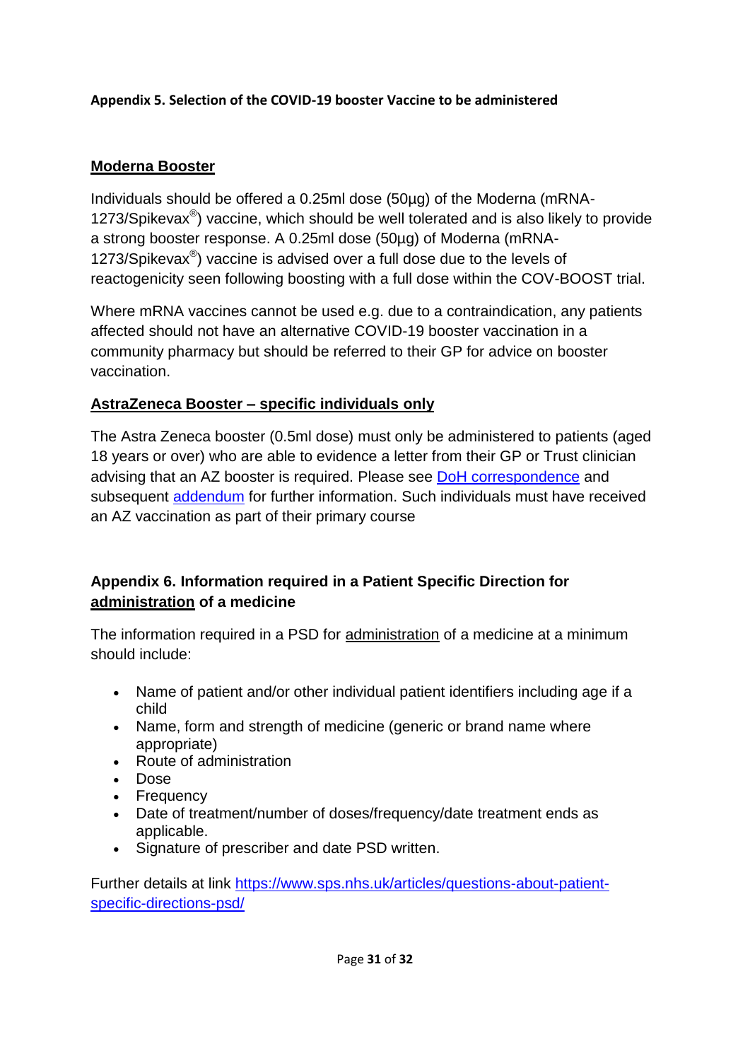## Appendix 5. Selection of the COVID-19 booster Vaccine to be administered

**<u>Moderna Booster</u>**

Individuals should be offered a 0.25ml dose (50µg) of the Moderna (mRNA-1273/Spikevax®) vaccine, which should be well tolerated and is also likely to provide a strong booster response. A 0.25ml dose (50µg) of Moderna (mRNA-1273/Spikevax®) vaccine is advised over a full dose due to the levels of reactogenicity seen following boosting with a full dose within the COV-BOOST trial.

Where mRNA vaccines cannot be used e.g. due to a contraindication, any patients affected should not have an alternative COVID-19 booster vaccination in a community pharmacy but should be referred to their GP for advice on booster vaccination.

**<u>AstraZeneca Booster – specific individuals only</u>**

The Astra Zeneca booster (0.5ml dose) must only be administered to patients (aged 18 years or over) who are able to evidence a letter from their GP or Trust clinician advising that an AZ booster is required. Please see DoH correspondence and subsequent addendum for further information. Such individuals must have received an AZ vaccination as part of their primary course

## Appendix 6. Information required in a Patient Specific Direction for <u>administration</u> of a medicine

The information required in a PSD for <u>administration</u> of a medicine at a minimum should include:

- Name of patient and/or other individual patient identifiers including age if a child
- Name, form and strength of medicine (generic or brand name where appropriate)
- Route of administration
- Dose
- Frequency
- Date of treatment/number of doses/frequency/date treatment ends as applicable.
- Signature of prescriber and date PSD written.

Further details at link https://www.sps.nhs.uk/articles/questions-about-patient-specific-directions-psd/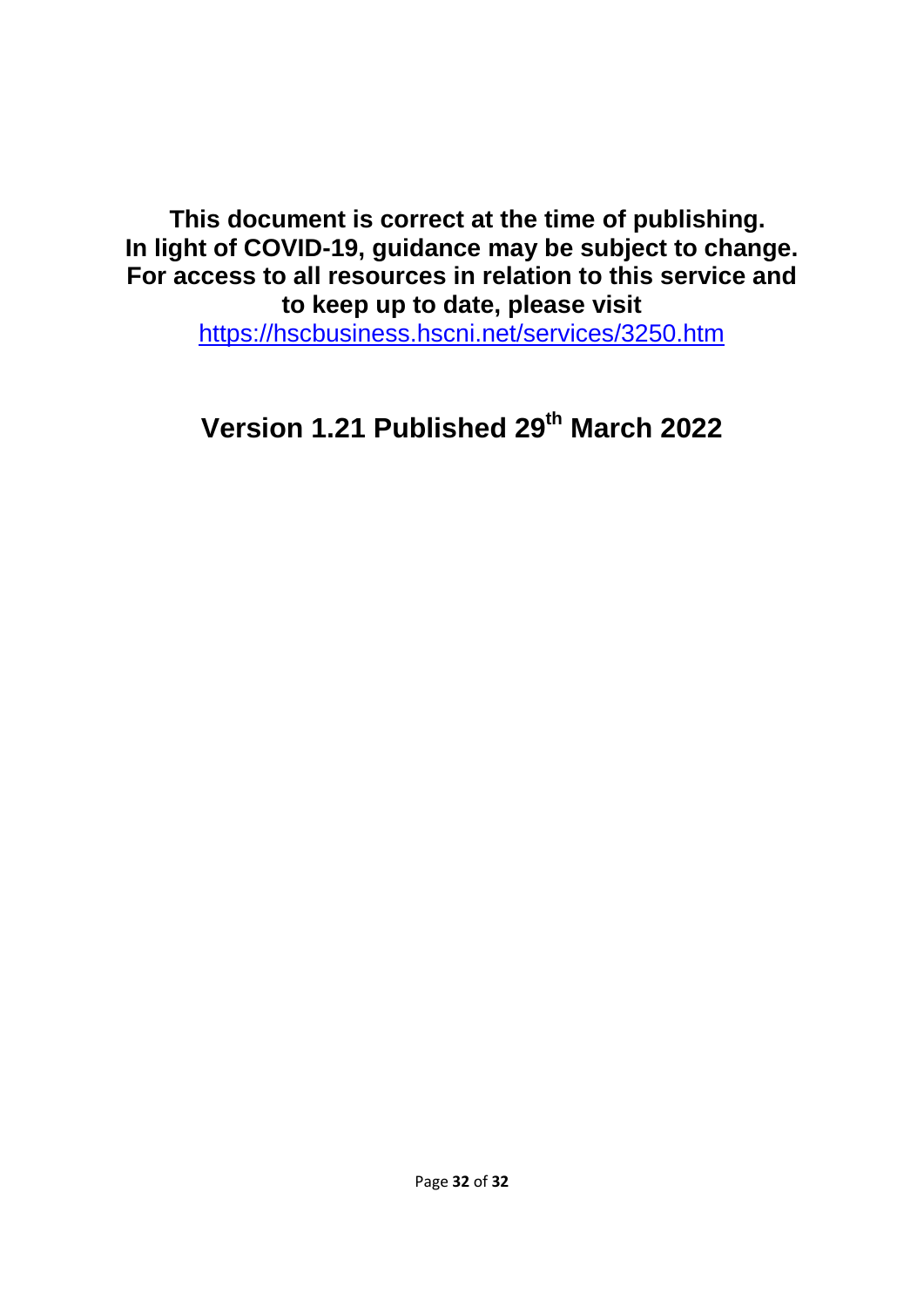**This document is correct at the time of publishing.**
**In light of COVID-19, guidance may be subject to change.**
**For access to all resources in relation to this service and to keep up to date, please visit**
https://hscbusiness.hscni.net/services/3250.htm

## Version 1.21 Published 29th March 2022